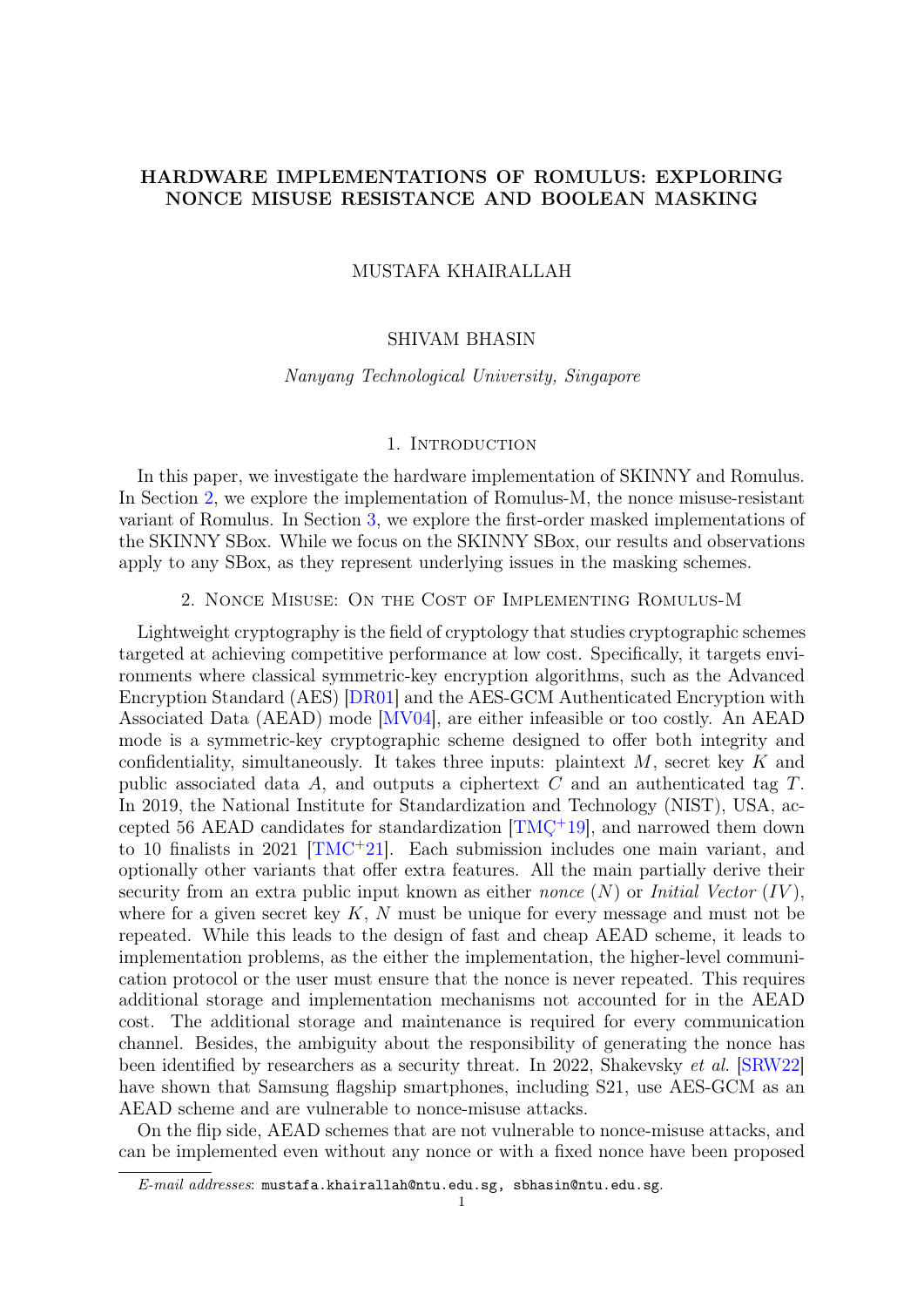# HARDWARE IMPLEMENTATIONS OF ROMULUS: EXPLORING NONCE MISUSE RESISTANCE AND BOOLEAN MASKING

MUSTAFA KHAIRALLAH

SHIVAM BHASIN

*Nanyang Technological University, Singapore*

## 1. Introduction

In this paper, we investigate the hardware implementation of SKINNY and Romulus. In Section 2, we explore the implementation of Romulus-M, the nonce misuse-resistant variant of Romulus. In Section 3, we explore the first-order masked implementations of the SKINNY SBox. While we focus on the SKINNY SBox, our results and observations apply to any SBox, as they represent underlying issues in the masking schemes.

## 2. Nonce Misuse: On the Cost of Implementing Romulus-M

Lightweight cryptography is the field of cryptology that studies cryptographic schemes targeted at achieving competitive performance at low cost. Specifically, it targets environments where classical symmetric-key encryption algorithms, such as the Advanced Encryption Standard (AES) [DR01] and the AES-GCM Authenticated Encryption with Associated Data (AEAD) mode [MV04], are either infeasible or too costly. An AEAD mode is a symmetric-key cryptographic scheme designed to offer both integrity and confidentiality, simultaneously. It takes three inputs: plaintext $M$, secret key $K$ and public associated data $A$, and outputs a ciphertext $C$ and an authenticated tag $T$. In 2019, the National Institute for Standardization and Technology (NIST), USA, accepted 56 AEAD candidates for standardization [TMÇ+19], and narrowed them down to 10 finalists in 2021 [TMC+21]. Each submission includes one main variant, and optionally other variants that offer extra features. All the main partially derive their security from an extra public input known as either *nonce* ($N$) or *Initial Vector* ($IV$), where for a given secret key $K$, $N$ must be unique for every message and must not be repeated. While this leads to the design of fast and cheap AEAD scheme, it leads to implementation problems, as the either the implementation, the higher-level communication protocol or the user must ensure that the nonce is never repeated. This requires additional storage and implementation mechanisms not accounted for in the AEAD cost. The additional storage and maintenance is required for every communication channel. Besides, the ambiguity about the responsibility of generating the nonce has been identified by researchers as a security threat. In 2022, Shakevsky *et al.* [SRW22] have shown that Samsung flagship smartphones, including S21, use AES-GCM as an AEAD scheme and are vulnerable to nonce-misuse attacks.

On the flip side, AEAD schemes that are not vulnerable to nonce-misuse attacks, and can be implemented even without any nonce or with a fixed nonce have been proposed

*E-mail addresses*: `mustafa.khairallah@ntu.edu.sg, sbhasin@ntu.edu.sg`.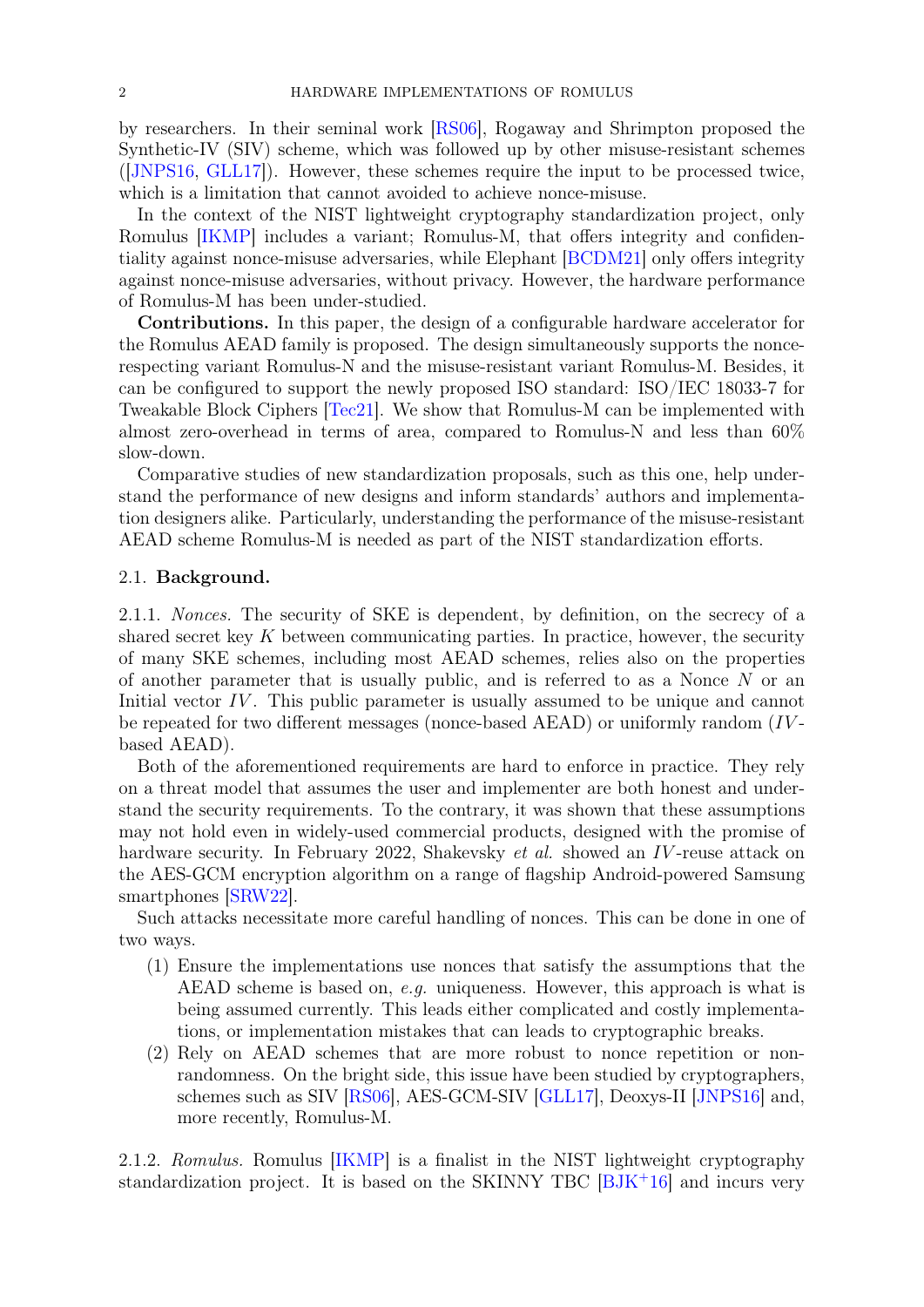by researchers. In their seminal work [RS06], Rogaway and Shrimpton proposed the Synthetic-IV (SIV) scheme, which was followed up by other misuse-resistant schemes ([JNPS16, GLL17]). However, these schemes require the input to be processed twice, which is a limitation that cannot avoided to achieve nonce-misuse.

In the context of the NIST lightweight cryptography standardization project, only Romulus [IKMP] includes a variant; Romulus-M, that offers integrity and confidentiality against nonce-misuse adversaries, while Elephant [BCDM21] only offers integrity against nonce-misuse adversaries, without privacy. However, the hardware performance of Romulus-M has been under-studied.

**Contributions.** In this paper, the design of a configurable hardware accelerator for the Romulus AEAD family is proposed. The design simultaneously supports the nonce-respecting variant Romulus-N and the misuse-resistant variant Romulus-M. Besides, it can be configured to support the newly proposed ISO standard: ISO/IEC 18033-7 for Tweakable Block Ciphers [Tec21]. We show that Romulus-M can be implemented with almost zero-overhead in terms of area, compared to Romulus-N and less than 60% slow-down.

Comparative studies of new standardization proposals, such as this one, help understand the performance of new designs and inform standards' authors and implementation designers alike. Particularly, understanding the performance of the misuse-resistant AEAD scheme Romulus-M is needed as part of the NIST standardization efforts.

## 2.1. Background.

2.1.1. *Nonces.* The security of SKE is dependent, by definition, on the secrecy of a shared secret key $K$ between communicating parties. In practice, however, the security of many SKE schemes, including most AEAD schemes, relies also on the properties of another parameter that is usually public, and is referred to as a Nonce $N$ or an Initial vector $IV$. This public parameter is usually assumed to be unique and cannot be repeated for two different messages (nonce-based AEAD) or uniformly random ($IV$-based AEAD).

Both of the aforementioned requirements are hard to enforce in practice. They rely on a threat model that assumes the user and implementer are both honest and understand the security requirements. To the contrary, it was shown that these assumptions may not hold even in widely-used commercial products, designed with the promise of hardware security. In February 2022, Shakevsky *et al.* showed an $IV$-reuse attack on the AES-GCM encryption algorithm on a range of flagship Android-powered Samsung smartphones [SRW22].

Such attacks necessitate more careful handling of nonces. This can be done in one of two ways.

1. Ensure the implementations use nonces that satisfy the assumptions that the AEAD scheme is based on, *e.g.* uniqueness. However, this approach is what is being assumed currently. This leads either complicated and costly implementations, or implementation mistakes that can leads to cryptographic breaks.
2. Rely on AEAD schemes that are more robust to nonce repetition or non-randomness. On the bright side, this issue have been studied by cryptographers, schemes such as SIV [RS06], AES-GCM-SIV [GLL17], Deoxys-II [JNPS16] and, more recently, Romulus-M.

2.1.2. *Romulus.* Romulus [IKMP] is a finalist in the NIST lightweight cryptography standardization project. It is based on the SKINNY TBC [BJK+16] and incurs very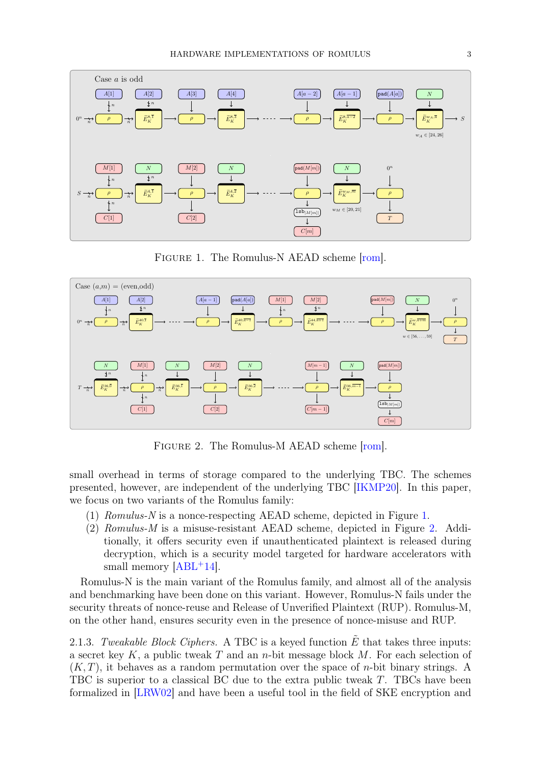FIGURE 1. The Romulus-N AEAD scheme [rom].

FIGURE 2. The Romulus-M AEAD scheme [rom].

small overhead in terms of storage compared to the underlying TBC. The schemes presented, however, are independent of the underlying TBC [IKMP20]. In this paper, we focus on two variants of the Romulus family:

(1) *Romulus-N* is a nonce-respecting AEAD scheme, depicted in Figure 1.
(2) *Romulus-M* is a misuse-resistant AEAD scheme, depicted in Figure 2. Additionally, it offers security even if unauthenticated plaintext is released during decryption, which is a security model targeted for hardware accelerators with small memory [ABL+14].

Romulus-N is the main variant of the Romulus family, and almost all of the analysis and benchmarking have been done on this variant. However, Romulus-N fails under the security threats of nonce-reuse and Release of Unverified Plaintext (RUP). Romulus-M, on the other hand, ensures security even in the presence of nonce-misuse and RUP.

2.1.3. *Tweakable Block Ciphers.* A TBC is a keyed function $\tilde{E}$ that takes three inputs: a secret key $K$, a public tweak $T$ and an $n$-bit message block $M$. For each selection of $(K, T)$, it behaves as a random permutation over the space of $n$-bit binary strings. A TBC is superior to a classical BC due to the extra public tweak $T$. TBCs have been formalized in [LRW02] and have been a useful tool in the field of SKE encryption and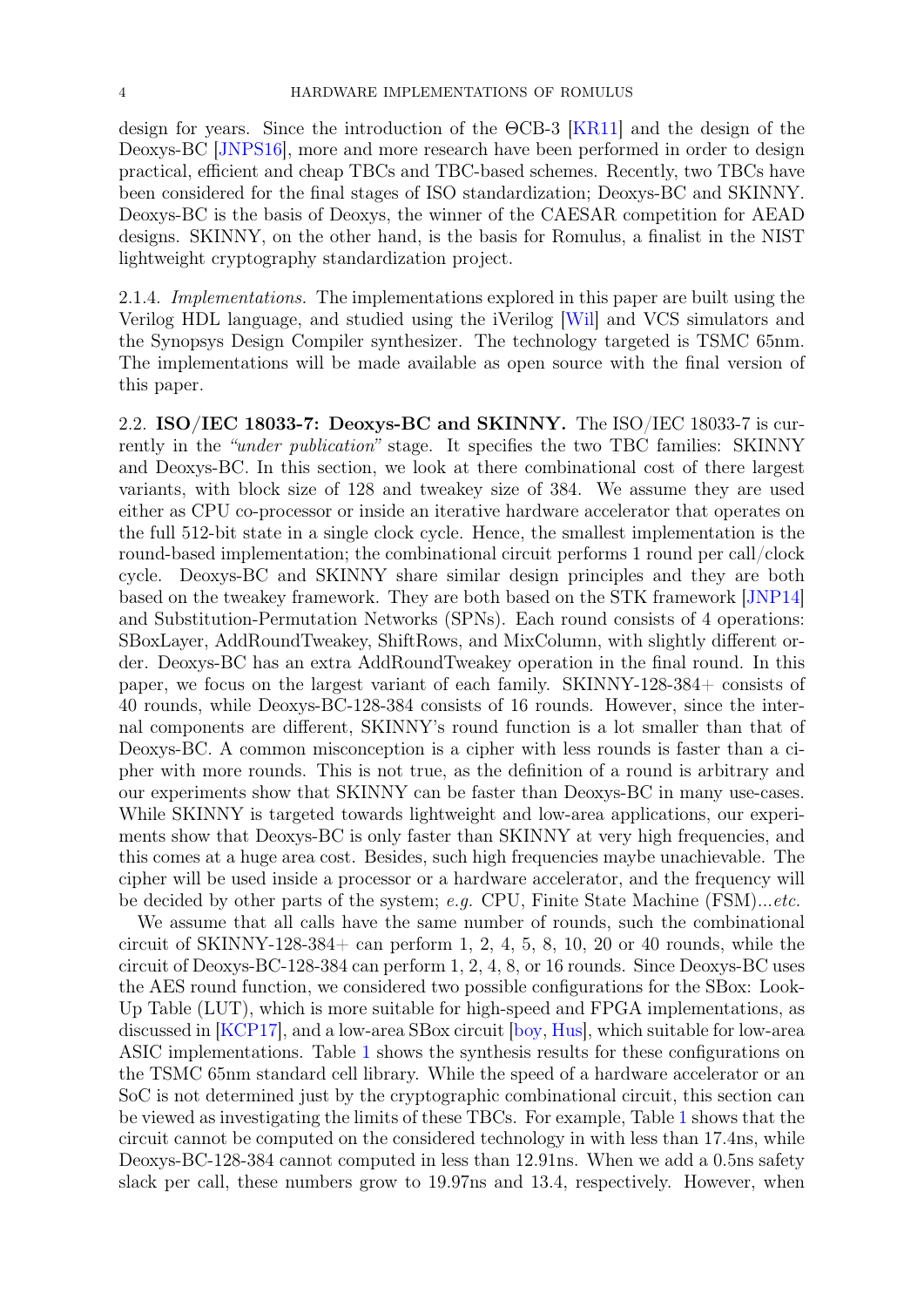design for years. Since the introduction of the ΘCB-3 [KR11] and the design of the Deoxys-BC [JNPS16], more and more research have been performed in order to design practical, efficient and cheap TBCs and TBC-based schemes. Recently, two TBCs have been considered for the final stages of ISO standardization; Deoxys-BC and SKINNY. Deoxys-BC is the basis of Deoxys, the winner of the CAESAR competition for AEAD designs. SKINNY, on the other hand, is the basis for Romulus, a finalist in the NIST lightweight cryptography standardization project.

2.1.4. *Implementations.* The implementations explored in this paper are built using the Verilog HDL language, and studied using the iVerilog [Wil] and VCS simulators and the Synopsys Design Compiler synthesizer. The technology targeted is TSMC 65nm. The implementations will be made available as open source with the final version of this paper.

2.2. **ISO/IEC 18033-7: Deoxys-BC and SKINNY.** The ISO/IEC 18033-7 is currently in the *"under publication"* stage. It specifies the two TBC families: SKINNY and Deoxys-BC. In this section, we look at there combinational cost of there largest variants, with block size of 128 and tweakey size of 384. We assume they are used either as CPU co-processor or inside an iterative hardware accelerator that operates on the full 512-bit state in a single clock cycle. Hence, the smallest implementation is the round-based implementation; the combinational circuit performs 1 round per call/clock cycle. Deoxys-BC and SKINNY share similar design principles and they are both based on the tweakey framework. They are both based on the STK framework [JNP14] and Substitution-Permutation Networks (SPNs). Each round consists of 4 operations: SBoxLayer, AddRoundTweakey, ShiftRows, and MixColumn, with slightly different order. Deoxys-BC has an extra AddRoundTweakey operation in the final round. In this paper, we focus on the largest variant of each family. SKINNY-128-384+ consists of 40 rounds, while Deoxys-BC-128-384 consists of 16 rounds. However, since the internal components are different, SKINNY's round function is a lot smaller than that of Deoxys-BC. A common misconception is a cipher with less rounds is faster than a cipher with more rounds. This is not true, as the definition of a round is arbitrary and our experiments show that SKINNY can be faster than Deoxys-BC in many use-cases. While SKINNY is targeted towards lightweight and low-area applications, our experiments show that Deoxys-BC is only faster than SKINNY at very high frequencies, and this comes at a huge area cost. Besides, such high frequencies maybe unachievable. The cipher will be used inside a processor or a hardware accelerator, and the frequency will be decided by other parts of the system; *e.g.* CPU, Finite State Machine (FSM)...*etc.*

We assume that all calls have the same number of rounds, such the combinational circuit of SKINNY-128-384+ can perform 1, 2, 4, 5, 8, 10, 20 or 40 rounds, while the circuit of Deoxys-BC-128-384 can perform 1, 2, 4, 8, or 16 rounds. Since Deoxys-BC uses the AES round function, we considered two possible configurations for the SBox: Look-Up Table (LUT), which is more suitable for high-speed and FPGA implementations, as discussed in [KCP17], and a low-area SBox circuit [boy, Hus], which suitable for low-area ASIC implementations. Table 1 shows the synthesis results for these configurations on the TSMC 65nm standard cell library. While the speed of a hardware accelerator or an SoC is not determined just by the cryptographic combinational circuit, this section can be viewed as investigating the limits of these TBCs. For example, Table 1 shows that the circuit cannot be computed on the considered technology in with less than 17.4ns, while Deoxys-BC-128-384 cannot computed in less than 12.91ns. When we add a 0.5ns safety slack per call, these numbers grow to 19.97ns and 13.4, respectively. However, when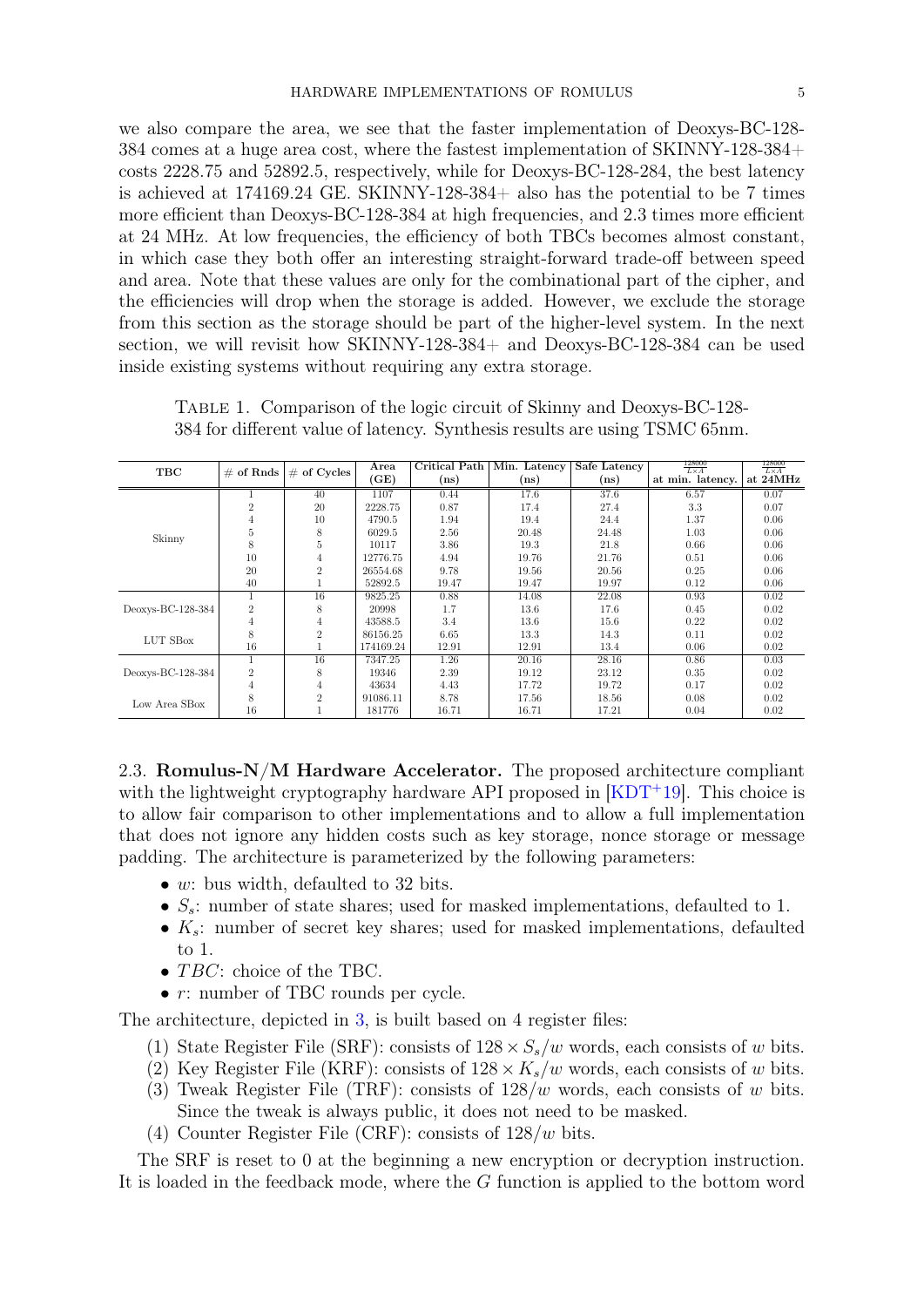we also compare the area, we see that the faster implementation of Deoxys-BC-128-384 comes at a huge area cost, where the fastest implementation of SKINNY-128-384+ costs 2228.75 and 52892.5, respectively, while for Deoxys-BC-128-284, the best latency is achieved at 174169.24 GE. SKINNY-128-384+ also has the potential to be 7 times more efficient than Deoxys-BC-128-384 at high frequencies, and 2.3 times more efficient at 24 MHz. At low frequencies, the efficiency of both TBCs becomes almost constant, in which case they both offer an interesting straight-forward trade-off between speed and area. Note that these values are only for the combinational part of the cipher, and the efficiencies will drop when the storage is added. However, we exclude the storage from this section as the storage should be part of the higher-level system. In the next section, we will revisit how SKINNY-128-384+ and Deoxys-BC-128-384 can be used inside existing systems without requiring any extra storage.

TABLE 1. Comparison of the logic circuit of Skinny and Deoxys-BC-128-384 for different value of latency. Synthesis results are using TSMC 65nm.

| TBC | # of Rnds | # of Cycles | Area (GE) | Critical Path (ns) | Min. Latency (ns) | Safe Latency (ns) | $\frac{128000}{L \times A}$ at min. latency. | $\frac{128000}{L \times A}$ at 24MHz |
|---|---|---|---|---|---|---|---|---|
| Skinny | 1 | 40 | 1107 | 0.44 | 17.6 | 37.6 | 6.57 | 0.07 |
| | 2 | 20 | 2228.75 | 0.87 | 17.4 | 27.4 | 3.3 | 0.07 |
| | 4 | 10 | 4790.5 | 1.94 | 19.4 | 24.4 | 1.37 | 0.06 |
| | 5 | 8 | 6029.5 | 2.56 | 20.48 | 24.48 | 1.03 | 0.06 |
| | 8 | 5 | 10117 | 3.86 | 19.3 | 21.8 | 0.66 | 0.06 |
| | 10 | 4 | 12776.75 | 4.94 | 19.76 | 21.76 | 0.51 | 0.06 |
| | 20 | 2 | 26554.68 | 9.78 | 19.56 | 20.56 | 0.25 | 0.06 |
| | 40 | 1 | 52892.5 | 19.47 | 19.47 | 19.97 | 0.12 | 0.06 |
| Deoxys-BC-128-384 LUT SBox | 1 | 16 | 9825.25 | 0.88 | 14.08 | 22.08 | 0.93 | 0.02 |
| | 2 | 8 | 20998 | 1.7 | 13.6 | 17.6 | 0.45 | 0.02 |
| | 4 | 4 | 43588.5 | 3.4 | 13.6 | 15.6 | 0.22 | 0.02 |
| | 8 | 2 | 86156.25 | 6.65 | 13.3 | 14.3 | 0.11 | 0.02 |
| | 16 | 1 | 174169.24 | 12.91 | 12.91 | 13.4 | 0.06 | 0.02 |
| Deoxys-BC-128-384 Low Area SBox | 1 | 16 | 7347.25 | 1.26 | 20.16 | 28.16 | 0.86 | 0.03 |
| | 2 | 8 | 19346 | 2.39 | 19.12 | 23.12 | 0.35 | 0.02 |
| | 4 | 4 | 43634 | 4.43 | 17.72 | 19.72 | 0.17 | 0.02 |
| | 8 | 2 | 91086.11 | 8.78 | 17.56 | 18.56 | 0.08 | 0.02 |
| | 16 | 1 | 181776 | 16.71 | 16.71 | 17.21 | 0.04 | 0.02 |

2.3. **Romulus-N/M Hardware Accelerator.** The proposed architecture compliant with the lightweight cryptography hardware API proposed in [KDT+19]. This choice is to allow fair comparison to other implementations and to allow a full implementation that does not ignore any hidden costs such as key storage, nonce storage or message padding. The architecture is parameterized by the following parameters:

- $w$: bus width, defaulted to 32 bits.
- $S_s$: number of state shares; used for masked implementations, defaulted to 1.
- $K_s$: number of secret key shares; used for masked implementations, defaulted to 1.
- $TBC$: choice of the TBC.
- $r$: number of TBC rounds per cycle.

The architecture, depicted in 3, is built based on 4 register files:

1. State Register File (SRF): consists of $128 \times S_s/w$ words, each consists of $w$ bits.
2. Key Register File (KRF): consists of $128 \times K_s/w$ words, each consists of $w$ bits.
3. Tweak Register File (TRF): consists of $128/w$ words, each consists of $w$ bits. Since the tweak is always public, it does not need to be masked.
4. Counter Register File (CRF): consists of $128/w$ bits.

The SRF is reset to 0 at the beginning a new encryption or decryption instruction. It is loaded in the feedback mode, where the $G$ function is applied to the bottom word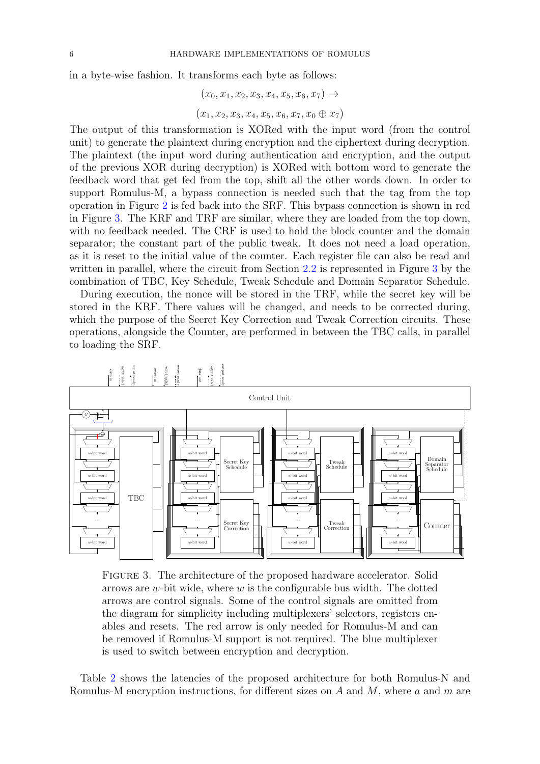in a byte-wise fashion. It transforms each byte as follows:

$$(x_0, x_1, x_2, x_3, x_4, x_5, x_6, x_7) \rightarrow$$
$$(x_1, x_2, x_3, x_4, x_5, x_6, x_7, x_0 \oplus x_7)$$

The output of this transformation is XORed with the input word (from the control unit) to generate the plaintext during encryption and the ciphertext during decryption. The plaintext (the input word during authentication and encryption, and the output of the previous XOR during decryption) is XORed with bottom word to generate the feedback word that get fed from the top, shift all the other words down. In order to support Romulus-M, a bypass connection is needed such that the tag from the top operation in Figure 2 is fed back into the SRF. This bypass connection is shown in red in Figure 3. The KRF and TRF are similar, where they are loaded from the top down, with no feedback needed. The CRF is used to hold the block counter and the domain separator; the constant part of the public tweak. It does not need a load operation, as it is reset to the initial value of the counter. Each register file can also be read and written in parallel, where the circuit from Section 2.2 is represented in Figure 3 by the combination of TBC, Key Schedule, Tweak Schedule and Domain Separator Schedule.

During execution, the nonce will be stored in the TRF, while the secret key will be stored in the KRF. There values will be changed, and needs to be corrected during, which the purpose of the Secret Key Correction and Tweak Correction circuits. These operations, alongside the Counter, are performed in between the TBC calls, in parallel to loading the SRF.

Figure 3. The architecture of the proposed hardware accelerator. Solid arrows are $w$-bit wide, where $w$ is the configurable bus width. The dotted arrows are control signals. Some of the control signals are omitted from the diagram for simplicity including multiplexers' selectors, registers enables and resets. The red arrow is only needed for Romulus-M and can be removed if Romulus-M support is not required. The blue multiplexer is used to switch between encryption and decryption.

Table 2 shows the latencies of the proposed architecture for both Romulus-N and Romulus-M encryption instructions, for different sizes on $A$ and $M$, where $a$ and $m$ are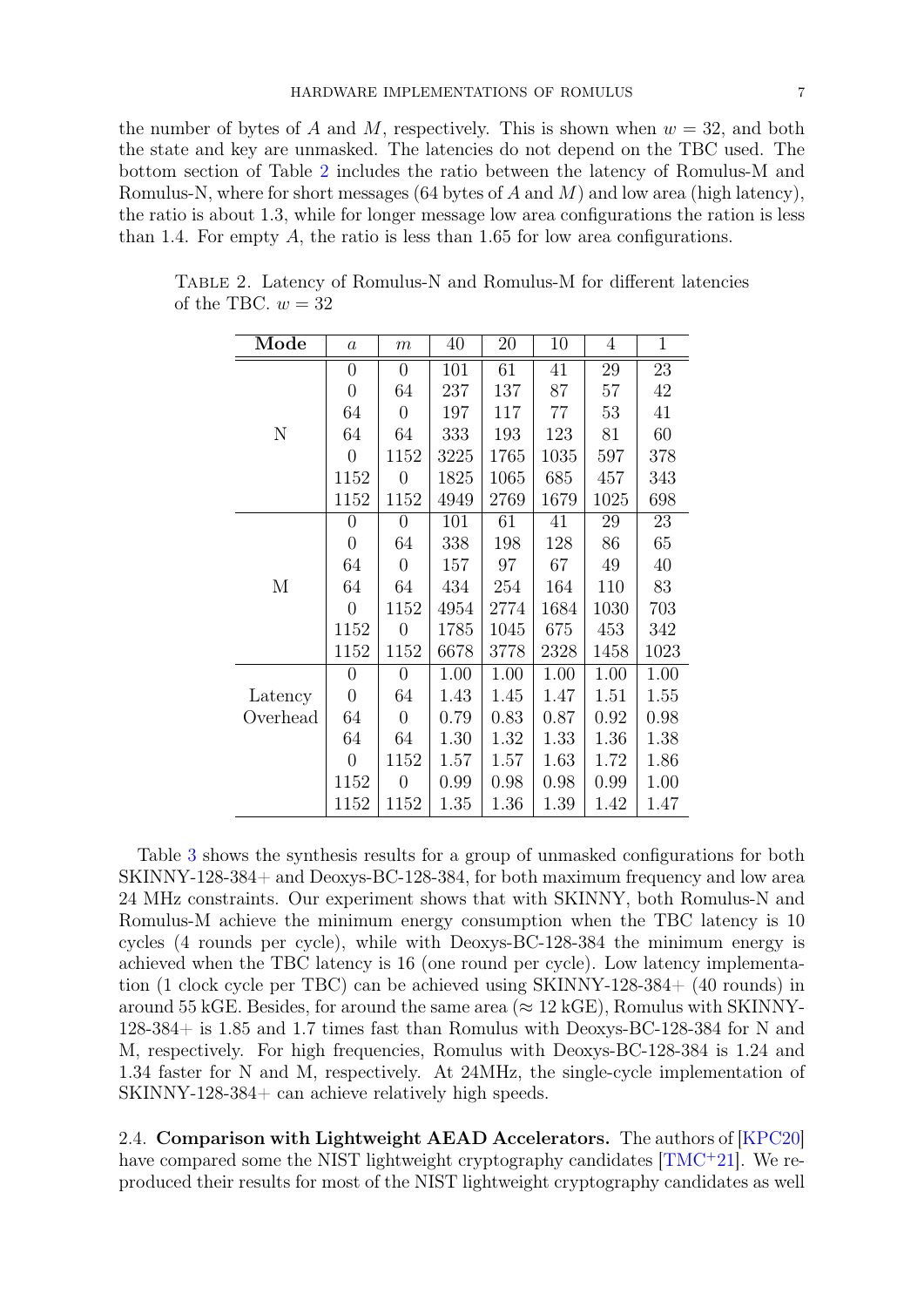the number of bytes of $A$ and $M$, respectively. This is shown when $w = 32$, and both the state and key are unmasked. The latencies do not depend on the TBC used. The bottom section of Table 2 includes the ratio between the latency of Romulus-M and Romulus-N, where for short messages (64 bytes of $A$ and $M$) and low area (high latency), the ratio is about 1.3, while for longer message low area configurations the ration is less than 1.4. For empty $A$, the ratio is less than 1.65 for low area configurations.

Table 2. Latency of Romulus-N and Romulus-M for different latencies of the TBC. $w = 32$

| Mode | $a$ | $m$ | 40 | 20 | 10 | 4 | 1 |
|---|---|---|---|---|---|---|---|
| N | 0 | 0 | 101 | 61 | 41 | 29 | 23 |
| | 0 | 64 | 237 | 137 | 87 | 57 | 42 |
| | 64 | 0 | 197 | 117 | 77 | 53 | 41 |
| | 64 | 64 | 333 | 193 | 123 | 81 | 60 |
| | 0 | 1152 | 3225 | 1765 | 1035 | 597 | 378 |
| | 1152 | 0 | 1825 | 1065 | 685 | 457 | 343 |
| | 1152 | 1152 | 4949 | 2769 | 1679 | 1025 | 698 |
| M | 0 | 0 | 101 | 61 | 41 | 29 | 23 |
| | 0 | 64 | 338 | 198 | 128 | 86 | 65 |
| | 64 | 0 | 157 | 97 | 67 | 49 | 40 |
| | 64 | 64 | 434 | 254 | 164 | 110 | 83 |
| | 0 | 1152 | 4954 | 2774 | 1684 | 1030 | 703 |
| | 1152 | 0 | 1785 | 1045 | 675 | 453 | 342 |
| | 1152 | 1152 | 6678 | 3778 | 2328 | 1458 | 1023 |
| Latency Overhead | 0 | 0 | 1.00 | 1.00 | 1.00 | 1.00 | 1.00 |
| | 0 | 64 | 1.43 | 1.45 | 1.47 | 1.51 | 1.55 |
| | 64 | 0 | 0.79 | 0.83 | 0.87 | 0.92 | 0.98 |
| | 64 | 64 | 1.30 | 1.32 | 1.33 | 1.36 | 1.38 |
| | 0 | 1152 | 1.57 | 1.57 | 1.63 | 1.72 | 1.86 |
| | 1152 | 0 | 0.99 | 0.98 | 0.98 | 0.99 | 1.00 |
| | 1152 | 1152 | 1.35 | 1.36 | 1.39 | 1.42 | 1.47 |

Table 3 shows the synthesis results for a group of unmasked configurations for both SKINNY-128-384+ and Deoxys-BC-128-384, for both maximum frequency and low area 24 MHz constraints. Our experiment shows that with SKINNY, both Romulus-N and Romulus-M achieve the minimum energy consumption when the TBC latency is 10 cycles (4 rounds per cycle), while with Deoxys-BC-128-384 the minimum energy is achieved when the TBC latency is 16 (one round per cycle). Low latency implementation (1 clock cycle per TBC) can be achieved using SKINNY-128-384+ (40 rounds) in around 55 kGE. Besides, for around the same area ($\approx$ 12 kGE), Romulus with SKINNY-128-384+ is 1.85 and 1.7 times fast than Romulus with Deoxys-BC-128-384 for N and M, respectively. For high frequencies, Romulus with Deoxys-BC-128-384 is 1.24 and 1.34 faster for N and M, respectively. At 24MHz, the single-cycle implementation of SKINNY-128-384+ can achieve relatively high speeds.

2.4. **Comparison with Lightweight AEAD Accelerators.** The authors of [KPC20] have compared some the NIST lightweight cryptography candidates [TMC+21]. We reproduced their results for most of the NIST lightweight cryptography candidates as well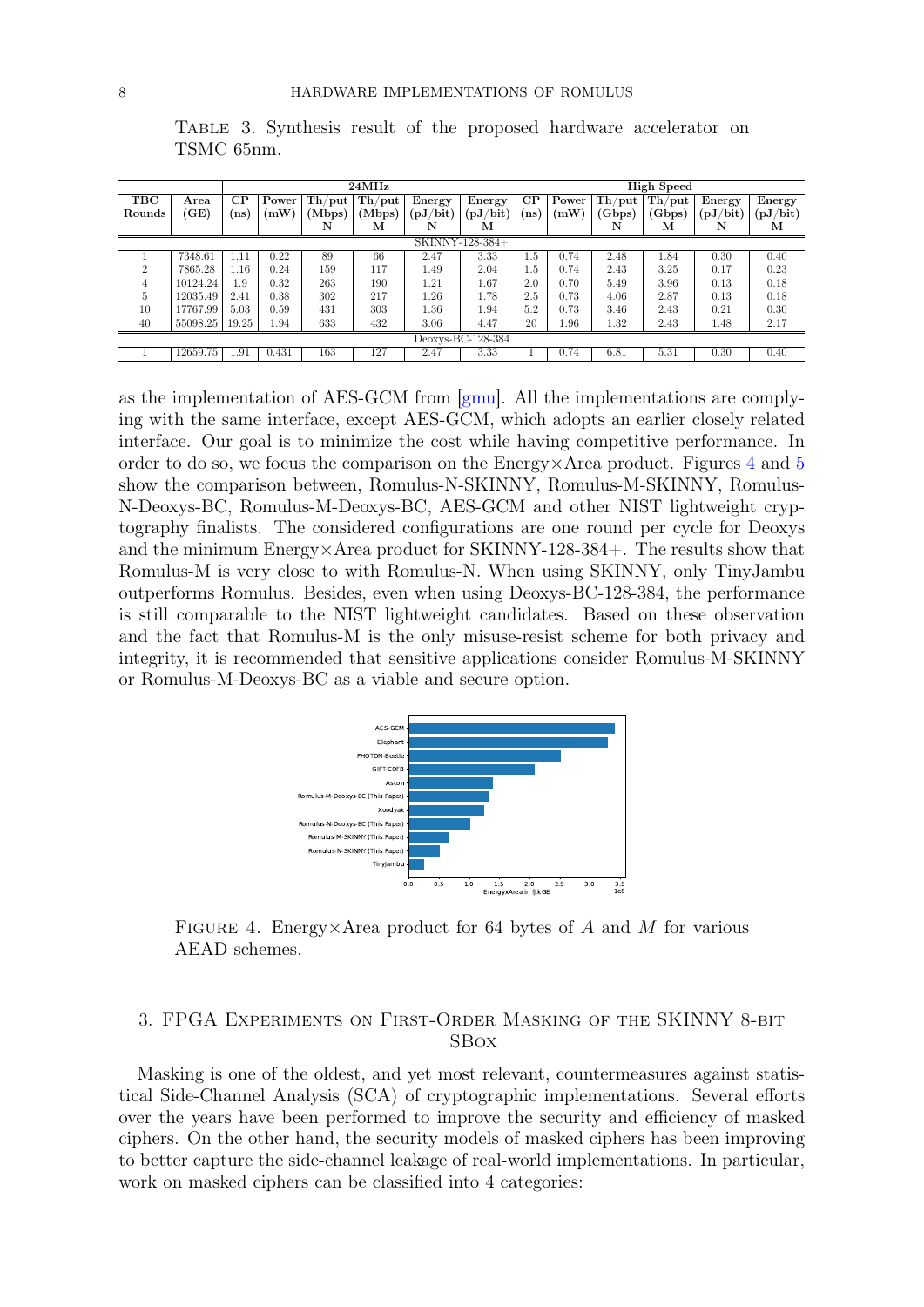Table 3. Synthesis result of the proposed hardware accelerator on TSMC 65nm.

| TBC Rounds | Area (GE) | 24MHz | | | | | | High Speed | | | | | |
|---|---|---|---|---|---|---|---|---|---|---|---|---|---|
| | | CP (ns) | Power (mW) | Th/put (Mbps) N | Th/put (Mbps) M | Energy (pJ/bit) N | Energy (pJ/bit) M | CP (ns) | Power (mW) | Th/put (Gbps) N | Th/put (Gbps) M | Energy (pJ/bit) N | Energy (pJ/bit) M |
| SKINNY-128-384+ | | | | | | | | | | | | | |
| 1 | 7348.61 | 1.11 | 0.22 | 89 | 66 | 2.47 | 3.33 | 1.5 | 0.74 | 2.48 | 1.84 | 0.30 | 0.40 |
| 2 | 7865.28 | 1.16 | 0.24 | 159 | 117 | 1.49 | 2.04 | 1.5 | 0.74 | 2.43 | 3.25 | 0.17 | 0.23 |
| 4 | 10124.24 | 1.9 | 0.32 | 263 | 190 | 1.21 | 1.67 | 2.0 | 0.70 | 5.49 | 3.96 | 0.13 | 0.18 |
| 5 | 12035.49 | 2.41 | 0.38 | 302 | 217 | 1.26 | 1.78 | 2.5 | 0.73 | 4.06 | 2.87 | 0.13 | 0.18 |
| 10 | 17767.99 | 5.03 | 0.59 | 431 | 303 | 1.36 | 1.94 | 5.2 | 0.73 | 3.46 | 2.43 | 0.21 | 0.30 |
| 40 | 55098.25 | 19.25 | 1.94 | 633 | 432 | 3.06 | 4.47 | 20 | 1.96 | 1.32 | 2.43 | 1.48 | 2.17 |
| Deoxys-BC-128-384 | | | | | | | | | | | | | |
| 1 | 12659.75 | 1.91 | 0.431 | 163 | 127 | 2.47 | 3.33 | 1 | 0.74 | 6.81 | 5.31 | 0.30 | 0.40 |

as the implementation of AES-GCM from [gmu]. All the implementations are complying with the same interface, except AES-GCM, which adopts an earlier closely related interface. Our goal is to minimize the cost while having competitive performance. In order to do so, we focus the comparison on the Energy×Area product. Figures 4 and 5 show the comparison between, Romulus-N-SKINNY, Romulus-M-SKINNY, Romulus-N-Deoxys-BC, Romulus-M-Deoxys-BC, AES-GCM and other NIST lightweight cryptography finalists. The considered configurations are one round per cycle for Deoxys and the minimum Energy×Area product for SKINNY-128-384+. The results show that Romulus-M is very close to with Romulus-N. When using SKINNY, only TinyJambu outperforms Romulus. Besides, even when using Deoxys-BC-128-384, the performance is still comparable to the NIST lightweight candidates. Based on these observation and the fact that Romulus-M is the only misuse-resist scheme for both privacy and integrity, it is recommended that sensitive applications consider Romulus-M-SKINNY or Romulus-M-Deoxys-BC as a viable and secure option.

Figure 4. Energy×Area product for 64 bytes of $A$ and $M$ for various AEAD schemes.

## 3. FPGA Experiments on First-Order Masking of the SKINNY 8-bit SBox

Masking is one of the oldest, and yet most relevant, countermeasures against statistical Side-Channel Analysis (SCA) of cryptographic implementations. Several efforts over the years have been performed to improve the security and efficiency of masked ciphers. On the other hand, the security models of masked ciphers has been improving to better capture the side-channel leakage of real-world implementations. In particular, work on masked ciphers can be classified into 4 categories: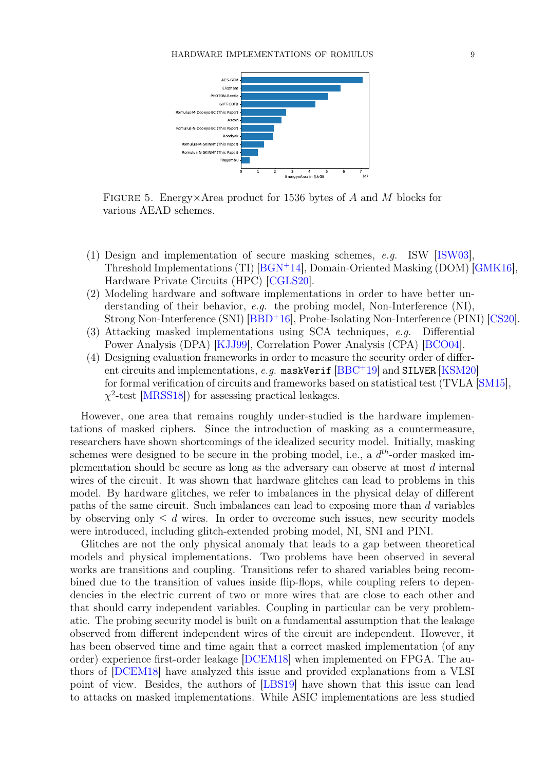Figure 5. Energy×Area product for 1536 bytes of $A$ and $M$ blocks for various AEAD schemes.

(1) Design and implementation of secure masking schemes, *e.g.* ISW [ISW03], Threshold Implementations (TI) [BGN+14], Domain-Oriented Masking (DOM) [GMK16], Hardware Private Circuits (HPC) [CGLS20].
(2) Modeling hardware and software implementations in order to have better understanding of their behavior, *e.g.* the probing model, Non-Interference (NI), Strong Non-Interference (SNI) [BBD+16], Probe-Isolating Non-Interference (PINI) [CS20].
(3) Attacking masked implementations using SCA techniques, *e.g.* Differential Power Analysis (DPA) [KJJ99], Correlation Power Analysis (CPA) [BCO04].
(4) Designing evaluation frameworks in order to measure the security order of different circuits and implementations, *e.g.* `maskVerif` [BBC+19] and `SILVER` [KSM20] for formal verification of circuits and frameworks based on statistical test (TVLA [SM15], $\chi^2$-test [MRSS18]) for assessing practical leakages.

However, one area that remains roughly under-studied is the hardware implementations of masked ciphers. Since the introduction of masking as a countermeasure, researchers have shown shortcomings of the idealized security model. Initially, masking schemes were designed to be secure in the probing model, i.e., a $d^{th}$-order masked implementation should be secure as long as the adversary can observe at most $d$ internal wires of the circuit. It was shown that hardware glitches can lead to problems in this model. By hardware glitches, we refer to imbalances in the physical delay of different paths of the same circuit. Such imbalances can lead to exposing more than $d$ variables by observing only $\leq d$ wires. In order to overcome such issues, new security models were introduced, including glitch-extended probing model, NI, SNI and PINI.

Glitches are not the only physical anomaly that leads to a gap between theoretical models and physical implementations. Two problems have been observed in several works are transitions and coupling. Transitions refer to shared variables being recombined due to the transition of values inside flip-flops, while coupling refers to dependencies in the electric current of two or more wires that are close to each other and that should carry independent variables. Coupling in particular can be very problematic. The probing security model is built on a fundamental assumption that the leakage observed from different independent wires of the circuit are independent. However, it has been observed time and time again that a correct masked implementation (of any order) experience first-order leakage [DCEM18] when implemented on FPGA. The authors of [DCEM18] have analyzed this issue and provided explanations from a VLSI point of view. Besides, the authors of [LBS19] have shown that this issue can lead to attacks on masked implementations. While ASIC implementations are less studied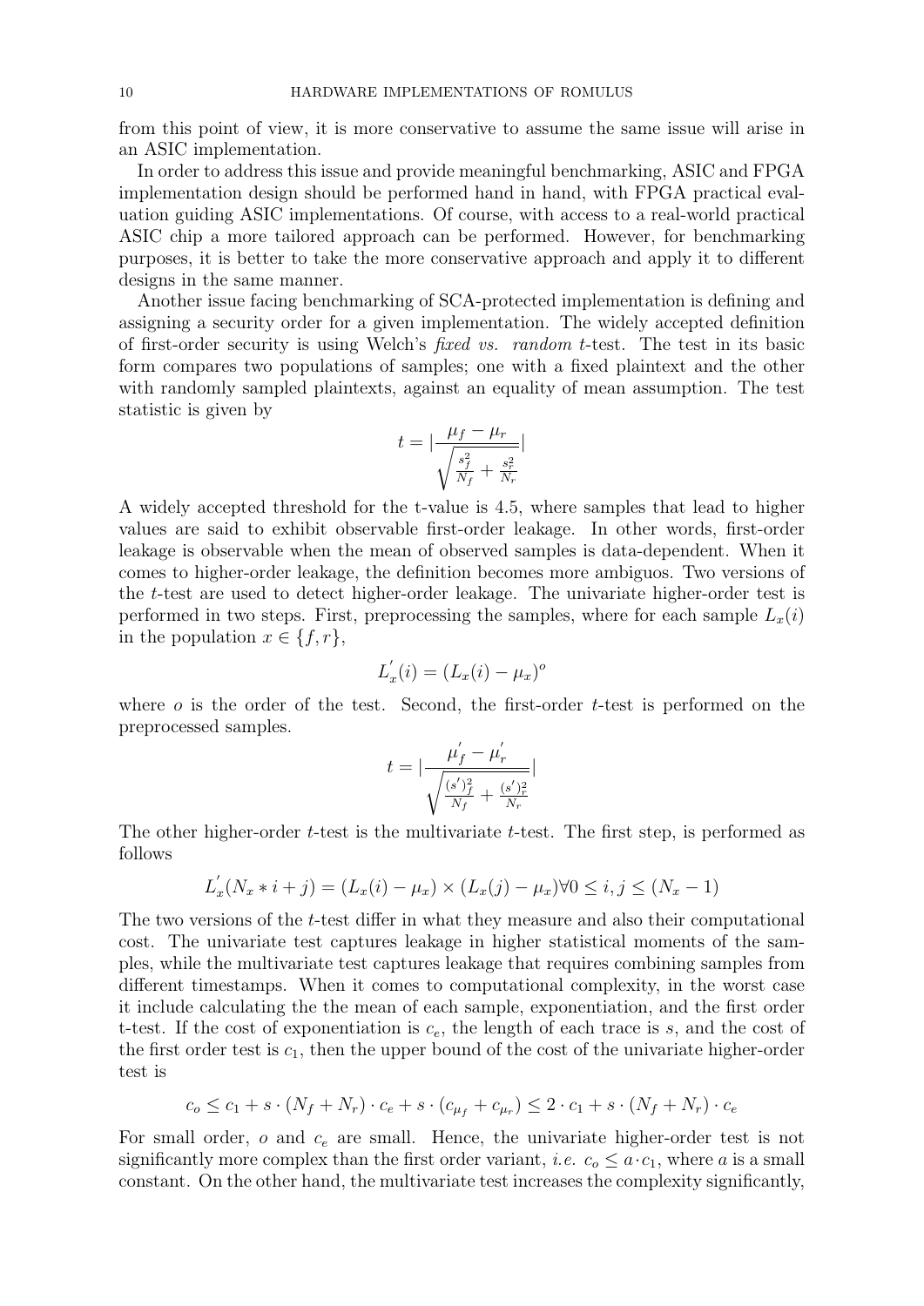from this point of view, it is more conservative to assume the same issue will arise in an ASIC implementation.

In order to address this issue and provide meaningful benchmarking, ASIC and FPGA implementation design should be performed hand in hand, with FPGA practical evaluation guiding ASIC implementations. Of course, with access to a real-world practical ASIC chip a more tailored approach can be performed. However, for benchmarking purposes, it is better to take the more conservative approach and apply it to different designs in the same manner.

Another issue facing benchmarking of SCA-protected implementation is defining and assigning a security order for a given implementation. The widely accepted definition of first-order security is using Welch's *fixed vs. random* $t$-test. The test in its basic form compares two populations of samples; one with a fixed plaintext and the other with randomly sampled plaintexts, against an equality of mean assumption. The test statistic is given by

$$t = |\frac{\mu_f - \mu_r}{\sqrt{\frac{s_f^2}{N_f} + \frac{s_r^2}{N_r}}}|$$

A widely accepted threshold for the t-value is 4.5, where samples that lead to higher values are said to exhibit observable first-order leakage. In other words, first-order leakage is observable when the mean of observed samples is data-dependent. When it comes to higher-order leakage, the definition becomes more ambiguos. Two versions of the $t$-test are used to detect higher-order leakage. The univariate higher-order test is performed in two steps. First, preprocessing the samples, where for each sample $L_x(i)$ in the population $x \in \{f, r\}$,

$$L_x^{'}(i) = (L_x(i) - \mu_x)^o$$

where $o$ is the order of the test. Second, the first-order $t$-test is performed on the preprocessed samples.

$$t = |\frac{\mu_f^{'} - \mu_r^{'}}{\sqrt{\frac{(s^{'})_f^2}{N_f} + \frac{(s^{'})_r^2}{N_r}}}|$$

The other higher-order $t$-test is the multivariate $t$-test. The first step, is performed as follows

$$L_x^{'}(N_x * i + j) = (L_x(i) - \mu_x) \times (L_x(j) - \mu_x) \forall 0 \leq i, j \leq (N_x - 1)$$

The two versions of the $t$-test differ in what they measure and also their computational cost. The univariate test captures leakage in higher statistical moments of the samples, while the multivariate test captures leakage that requires combining samples from different timestamps. When it comes to computational complexity, in the worst case it include calculating the the mean of each sample, exponentiation, and the first order t-test. If the cost of exponentiation is $c_e$, the length of each trace is $s$, and the cost of the first order test is $c_1$, then the upper bound of the cost of the univariate higher-order test is

$$c_o \leq c_1 + s \cdot (N_f + N_r) \cdot c_e + s \cdot (c_{\mu_f} + c_{\mu_r}) \leq 2 \cdot c_1 + s \cdot (N_f + N_r) \cdot c_e$$

For small order, $o$ and $c_e$ are small. Hence, the univariate higher-order test is not significantly more complex than the first order variant, *i.e.* $c_o \leq a \cdot c_1$, where $a$ is a small constant. On the other hand, the multivariate test increases the complexity significantly,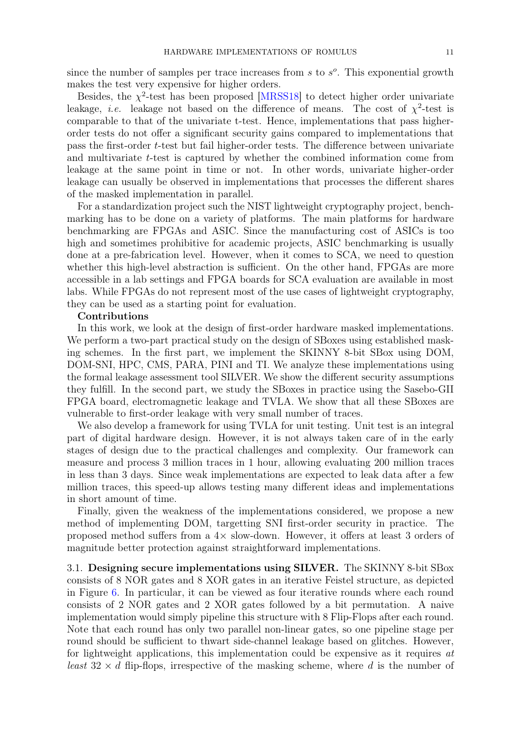since the number of samples per trace increases from $s$ to $s^o$. This exponential growth makes the test very expensive for higher orders.

Besides, the $\chi^2$-test has been proposed [MRSS18] to detect higher order univariate leakage, *i.e.* leakage not based on the difference of means. The cost of $\chi^2$-test is comparable to that of the univariate t-test. Hence, implementations that pass higher-order tests do not offer a significant security gains compared to implementations that pass the first-order $t$-test but fail higher-order tests. The difference between univariate and multivariate $t$-test is captured by whether the combined information come from leakage at the same point in time or not. In other words, univariate higher-order leakage can usually be observed in implementations that processes the different shares of the masked implementation in parallel.

For a standardization project such the NIST lightweight cryptography project, benchmarking has to be done on a variety of platforms. The main platforms for hardware benchmarking are FPGAs and ASIC. Since the manufacturing cost of ASICs is too high and sometimes prohibitive for academic projects, ASIC benchmarking is usually done at a pre-fabrication level. However, when it comes to SCA, we need to question whether this high-level abstraction is sufficient. On the other hand, FPGAs are more accessible in a lab settings and FPGA boards for SCA evaluation are available in most labs. While FPGAs do not represent most of the use cases of lightweight cryptography, they can be used as a starting point for evaluation.

**Contributions**

In this work, we look at the design of first-order hardware masked implementations. We perform a two-part practical study on the design of SBoxes using established masking schemes. In the first part, we implement the SKINNY 8-bit SBox using DOM, DOM-SNI, HPC, CMS, PARA, PINI and TI. We analyze these implementations using the formal leakage assessment tool SILVER. We show the different security assumptions they fulfill. In the second part, we study the SBoxes in practice using the Sasebo-GII FPGA board, electromagnetic leakage and TVLA. We show that all these SBoxes are vulnerable to first-order leakage with very small number of traces.

We also develop a framework for using TVLA for unit testing. Unit test is an integral part of digital hardware design. However, it is not always taken care of in the early stages of design due to the practical challenges and complexity. Our framework can measure and process 3 million traces in 1 hour, allowing evaluating 200 million traces in less than 3 days. Since weak implementations are expected to leak data after a few million traces, this speed-up allows testing many different ideas and implementations in short amount of time.

Finally, given the weakness of the implementations considered, we propose a new method of implementing DOM, targetting SNI first-order security in practice. The proposed method suffers from a $4\times$ slow-down. However, it offers at least 3 orders of magnitude better protection against straightforward implementations.

3.1. **Designing secure implementations using SILVER.** The SKINNY 8-bit SBox consists of 8 NOR gates and 8 XOR gates in an iterative Feistel structure, as depicted in Figure 6. In particular, it can be viewed as four iterative rounds where each round consists of 2 NOR gates and 2 XOR gates followed by a bit permutation. A naive implementation would simply pipeline this structure with 8 Flip-Flops after each round. Note that each round has only two parallel non-linear gates, so one pipeline stage per round should be sufficient to thwart side-channel leakage based on glitches. However, for lightweight applications, this implementation could be expensive as it requires *at least* $32 \times d$ flip-flops, irrespective of the masking scheme, where $d$ is the number of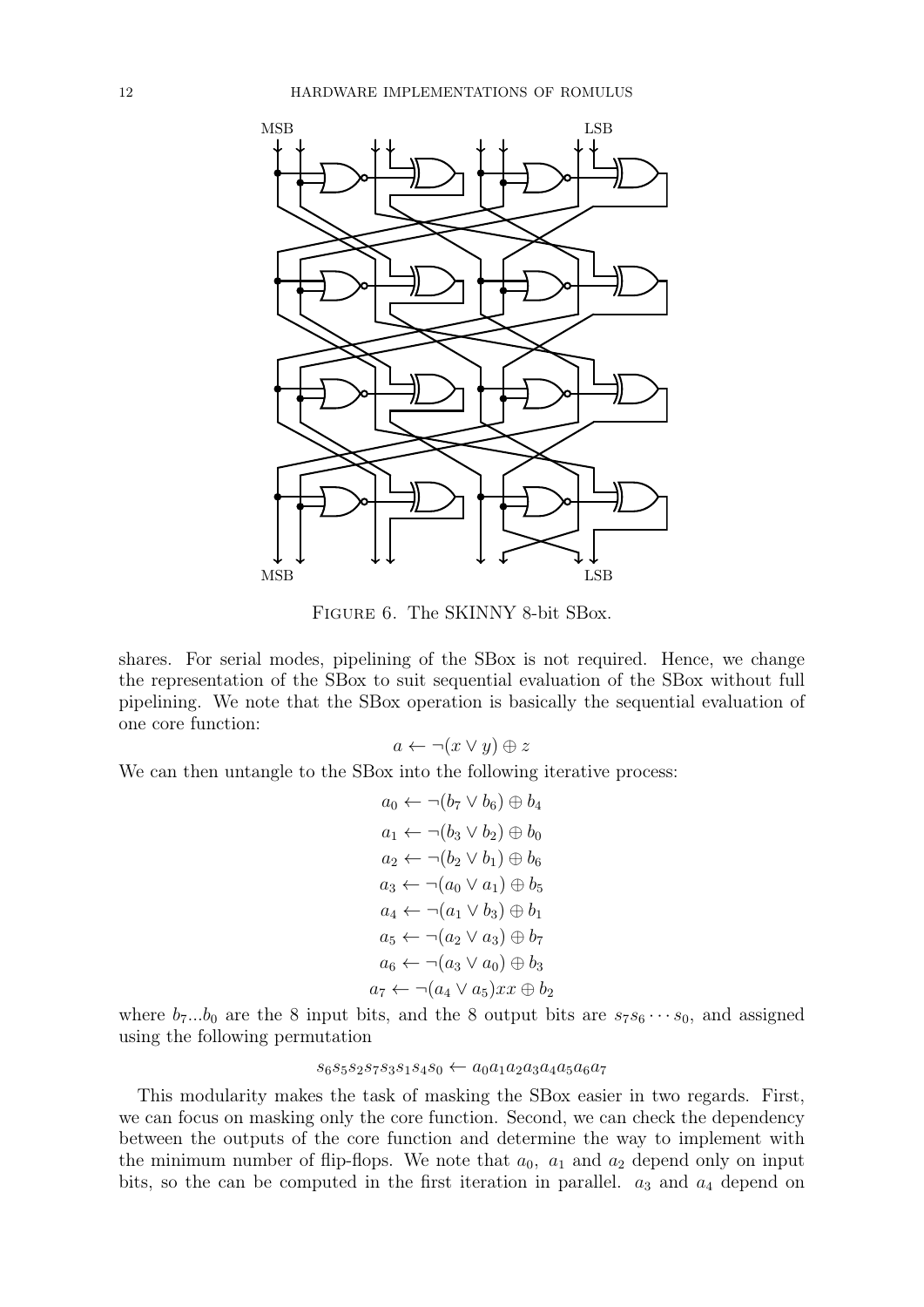MSB LSB

MSB LSB

Figure 6. The SKINNY 8-bit SBox.

shares. For serial modes, pipelining of the SBox is not required. Hence, we change the representation of the SBox to suit sequential evaluation of the SBox without full pipelining. We note that the SBox operation is basically the sequential evaluation of one core function:

$$a \leftarrow \neg(x \vee y) \oplus z$$

We can then untangle to the SBox into the following iterative process:

$$a_0 \leftarrow \neg(b_7 \vee b_6) \oplus b_4$$
$$a_1 \leftarrow \neg(b_3 \vee b_2) \oplus b_0$$
$$a_2 \leftarrow \neg(b_2 \vee b_1) \oplus b_6$$
$$a_3 \leftarrow \neg(a_0 \vee a_1) \oplus b_5$$
$$a_4 \leftarrow \neg(a_1 \vee b_3) \oplus b_1$$
$$a_5 \leftarrow \neg(a_2 \vee a_3) \oplus b_7$$
$$a_6 \leftarrow \neg(a_3 \vee a_0) \oplus b_3$$
$$a_7 \leftarrow \neg(a_4 \vee a_5)xx \oplus b_2$$

where $b_7...b_0$ are the 8 input bits, and the 8 output bits are $s_7 s_6 \cdots s_0$, and assigned using the following permutation

$$s_6 s_5 s_2 s_7 s_3 s_1 s_4 s_0 \leftarrow a_0 a_1 a_2 a_3 a_4 a_5 a_6 a_7$$

This modularity makes the task of masking the SBox easier in two regards. First, we can focus on masking only the core function. Second, we can check the dependency between the outputs of the core function and determine the way to implement with the minimum number of flip-flops. We note that $a_0$, $a_1$ and $a_2$ depend only on input bits, so the can be computed in the first iteration in parallel. $a_3$ and $a_4$ depend on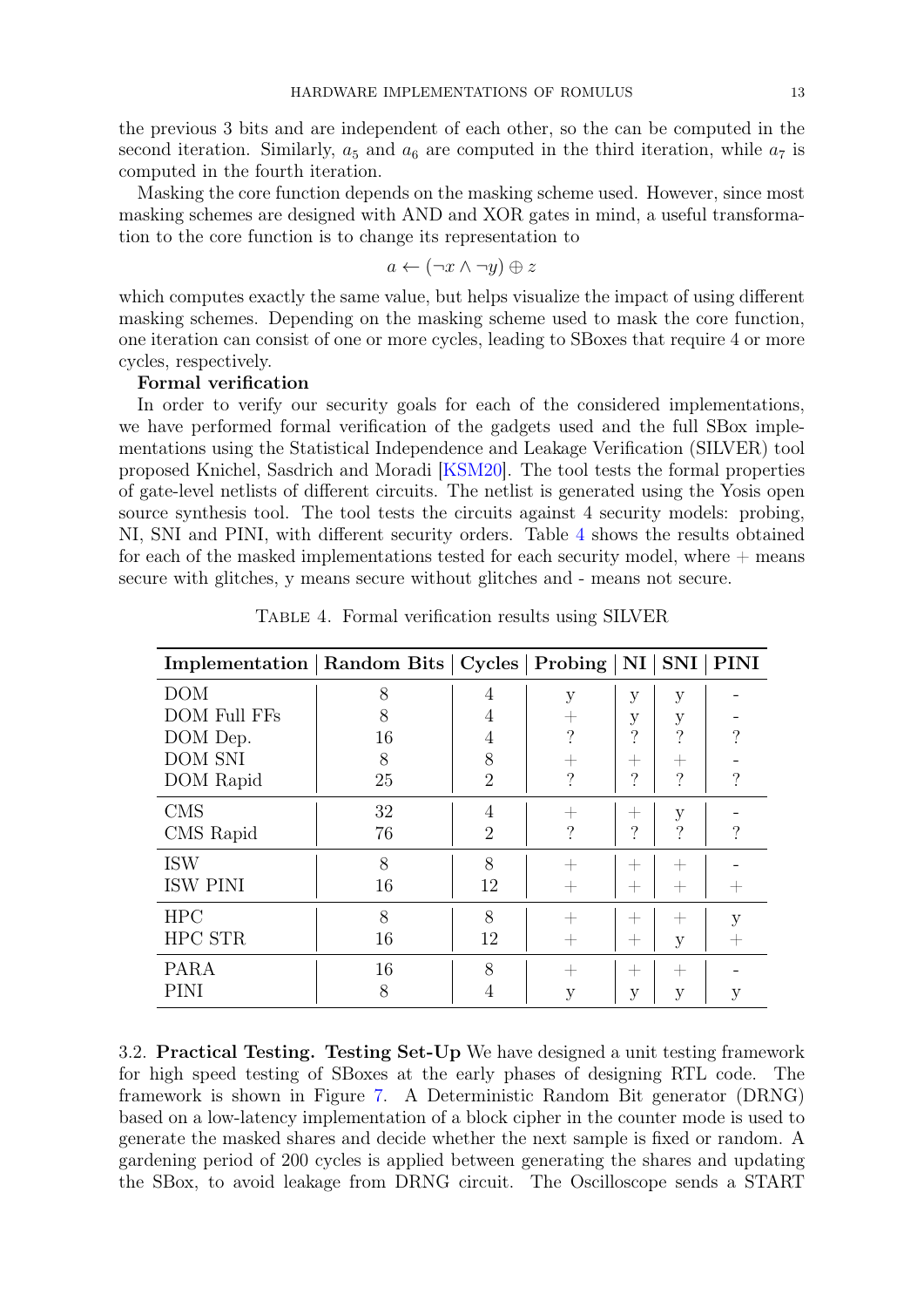the previous 3 bits and are independent of each other, so the can be computed in the second iteration. Similarly, $a_5$ and $a_6$ are computed in the third iteration, while $a_7$ is computed in the fourth iteration.

Masking the core function depends on the masking scheme used. However, since most masking schemes are designed with AND and XOR gates in mind, a useful transformation to the core function is to change its representation to

$$a \leftarrow (\neg x \wedge \neg y) \oplus z$$

which computes exactly the same value, but helps visualize the impact of using different masking schemes. Depending on the masking scheme used to mask the core function, one iteration can consist of one or more cycles, leading to SBoxes that require 4 or more cycles, respectively.

**Formal verification**

In order to verify our security goals for each of the considered implementations, we have performed formal verification of the gadgets used and the full SBox implementations using the Statistical Independence and Leakage Verification (SILVER) tool proposed Knichel, Sasdrich and Moradi [KSM20]. The tool tests the formal properties of gate-level netlists of different circuits. The netlist is generated using the Yosis open source synthesis tool. The tool tests the circuits against 4 security models: probing, NI, SNI and PINI, with different security orders. Table 4 shows the results obtained for each of the masked implementations tested for each security model, where + means secure with glitches, y means secure without glitches and - means not secure.

Table 4. Formal verification results using SILVER

| Implementation | Random Bits | Cycles | Probing | NI | SNI | PINI |
|---|---|---|---|---|---|---|
| DOM | 8 | 4 | y | y | y | - |
| DOM Full FFs | 8 | 4 | + | y | y | - |
| DOM Dep. | 16 | 4 | ? | ? | ? | ? |
| DOM SNI | 8 | 8 | + | + | + | - |
| DOM Rapid | 25 | 2 | ? | ? | ? | ? |
| CMS | 32 | 4 | + | + | y | - |
| CMS Rapid | 76 | 2 | ? | ? | ? | ? |
| ISW | 8 | 8 | + | + | + | - |
| ISW PINI | 16 | 12 | + | + | + | + |
| HPC | 8 | 8 | + | + | + | y |
| HPC STR | 16 | 12 | + | + | y | + |
| PARA | 16 | 8 | + | + | + | - |
| PINI | 8 | 4 | y | y | y | y |

3.2. **Practical Testing. Testing Set-Up** We have designed a unit testing framework for high speed testing of SBoxes at the early phases of designing RTL code. The framework is shown in Figure 7. A Deterministic Random Bit generator (DRNG) based on a low-latency implementation of a block cipher in the counter mode is used to generate the masked shares and decide whether the next sample is fixed or random. A gardening period of 200 cycles is applied between generating the shares and updating the SBox, to avoid leakage from DRNG circuit. The Oscilloscope sends a START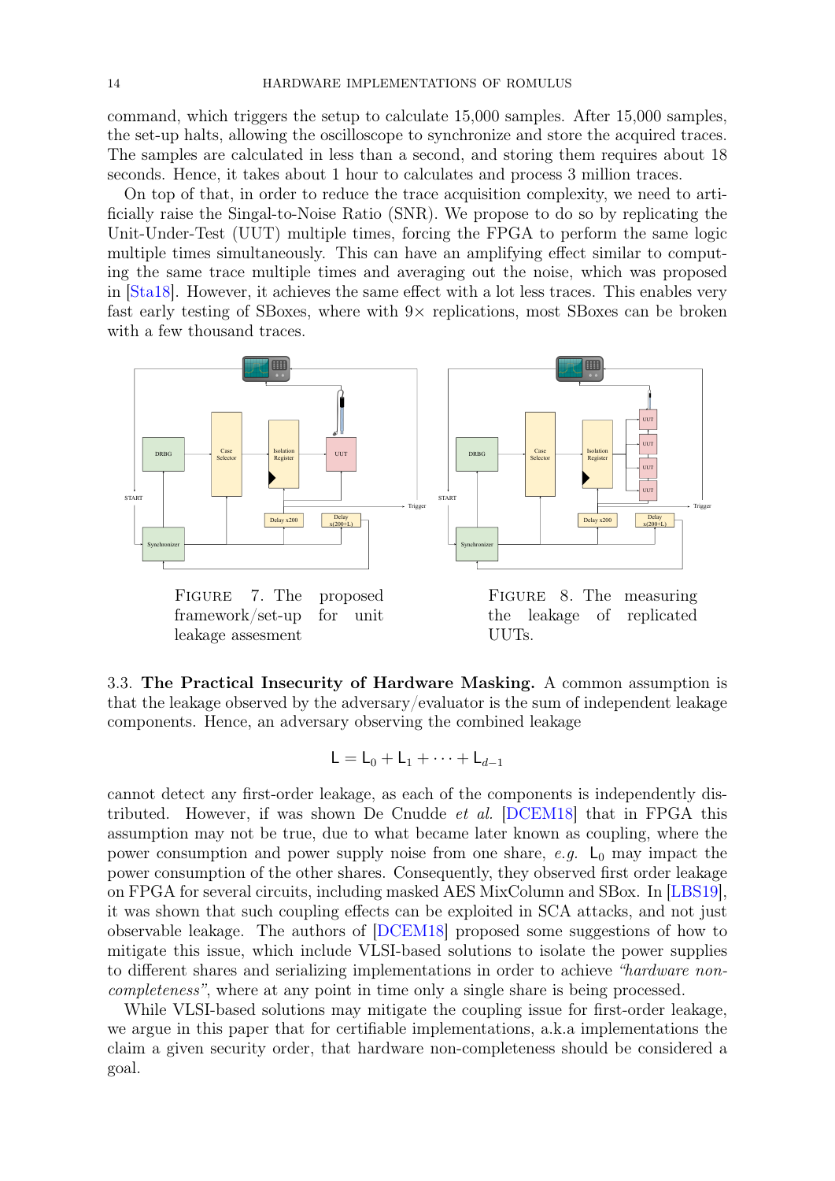command, which triggers the setup to calculate 15,000 samples. After 15,000 samples, the set-up halts, allowing the oscilloscope to synchronize and store the acquired traces. The samples are calculated in less than a second, and storing them requires about 18 seconds. Hence, it takes about 1 hour to calculates and process 3 million traces.

On top of that, in order to reduce the trace acquisition complexity, we need to artificially raise the Singal-to-Noise Ratio (SNR). We propose to do so by replicating the Unit-Under-Test (UUT) multiple times, forcing the FPGA to perform the same logic multiple times simultaneously. This can have an amplifying effect similar to computing the same trace multiple times and averaging out the noise, which was proposed in [Sta18]. However, it achieves the same effect with a lot less traces. This enables very fast early testing of SBoxes, where with 9× replications, most SBoxes can be broken with a few thousand traces.

FIGURE 7. The proposed framework/set-up for unit leakage assesment

FIGURE 8. The measuring the leakage of replicated UUTs.

### 3.3. The Practical Insecurity of Hardware Masking.

A common assumption is that the leakage observed by the adversary/evaluator is the sum of independent leakage components. Hence, an adversary observing the combined leakage

$$\mathsf{L} = \mathsf{L}_0 + \mathsf{L}_1 + \cdots + \mathsf{L}_{d-1}$$

cannot detect any first-order leakage, as each of the components is independently distributed. However, if was shown De Cnudde *et al.* [DCEM18] that in FPGA this assumption may not be true, due to what became later known as coupling, where the power consumption and power supply noise from one share, *e.g.* $\mathsf{L}_0$ may impact the power consumption of the other shares. Consequently, they observed first order leakage on FPGA for several circuits, including masked AES MixColumn and SBox. In [LBS19], it was shown that such coupling effects can be exploited in SCA attacks, and not just observable leakage. The authors of [DCEM18] proposed some suggestions of how to mitigate this issue, which include VLSI-based solutions to isolate the power supplies to different shares and serializing implementations in order to achieve *"hardware non-completeness"*, where at any point in time only a single share is being processed.

While VLSI-based solutions may mitigate the coupling issue for first-order leakage, we argue in this paper that for certifiable implementations, a.k.a implementations the claim a given security order, that hardware non-completeness should be considered a goal.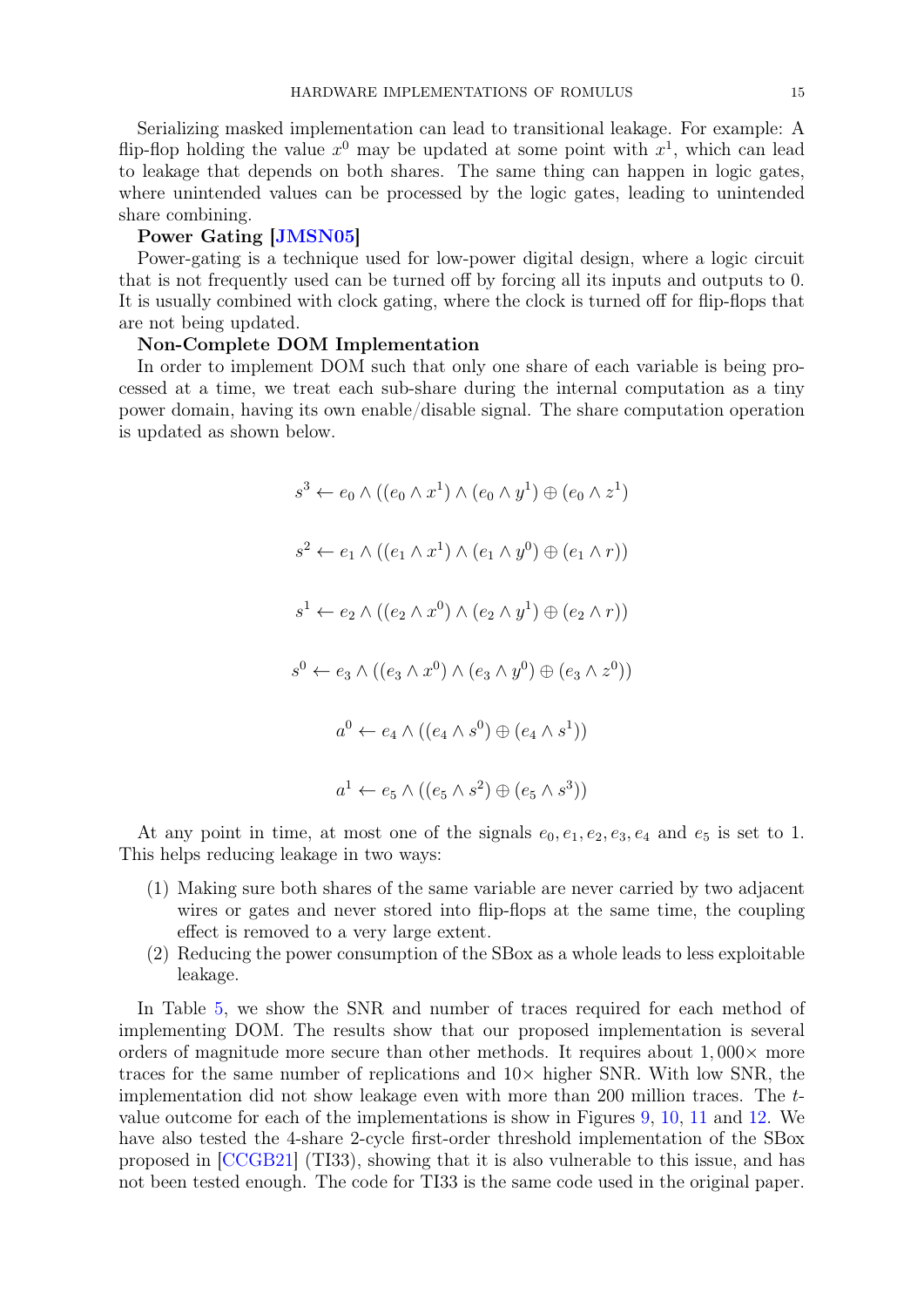Serializing masked implementation can lead to transitional leakage. For example: A flip-flop holding the value $x^0$ may be updated at some point with $x^1$, which can lead to leakage that depends on both shares. The same thing can happen in logic gates, where unintended values can be processed by the logic gates, leading to unintended share combining.

**Power Gating [JMSN05]**

Power-gating is a technique used for low-power digital design, where a logic circuit that is not frequently used can be turned off by forcing all its inputs and outputs to 0. It is usually combined with clock gating, where the clock is turned off for flip-flops that are not being updated.

**Non-Complete DOM Implementation**

In order to implement DOM such that only one share of each variable is being processed at a time, we treat each sub-share during the internal computation as a tiny power domain, having its own enable/disable signal. The share computation operation is updated as shown below.

$$s^3 \leftarrow e_0 \wedge ((e_0 \wedge x^1) \wedge (e_0 \wedge y^1) \oplus (e_0 \wedge z^1)$$

$$s^2 \leftarrow e_1 \wedge ((e_1 \wedge x^1) \wedge (e_1 \wedge y^0) \oplus (e_1 \wedge r))$$

$$s^1 \leftarrow e_2 \wedge ((e_2 \wedge x^0) \wedge (e_2 \wedge y^1) \oplus (e_2 \wedge r))$$

$$s^0 \leftarrow e_3 \wedge ((e_3 \wedge x^0) \wedge (e_3 \wedge y^0) \oplus (e_3 \wedge z^0))$$

$$a^0 \leftarrow e_4 \wedge ((e_4 \wedge s^0) \oplus (e_4 \wedge s^1))$$

$$a^1 \leftarrow e_5 \wedge ((e_5 \wedge s^2) \oplus (e_5 \wedge s^3))$$

At any point in time, at most one of the signals $e_0, e_1, e_2, e_3, e_4$ and $e_5$ is set to 1. This helps reducing leakage in two ways:

1. Making sure both shares of the same variable are never carried by two adjacent wires or gates and never stored into flip-flops at the same time, the coupling effect is removed to a very large extent.
2. Reducing the power consumption of the SBox as a whole leads to less exploitable leakage.

In Table 5, we show the SNR and number of traces required for each method of implementing DOM. The results show that our proposed implementation is several orders of magnitude more secure than other methods. It requires about $1,000\times$ more traces for the same number of replications and $10\times$ higher SNR. With low SNR, the implementation did not show leakage even with more than 200 million traces. The $t$-value outcome for each of the implementations is show in Figures 9, 10, 11 and 12. We have also tested the 4-share 2-cycle first-order threshold implementation of the SBox proposed in [CCGB21] (TI33), showing that it is also vulnerable to this issue, and has not been tested enough. The code for TI33 is the same code used in the original paper.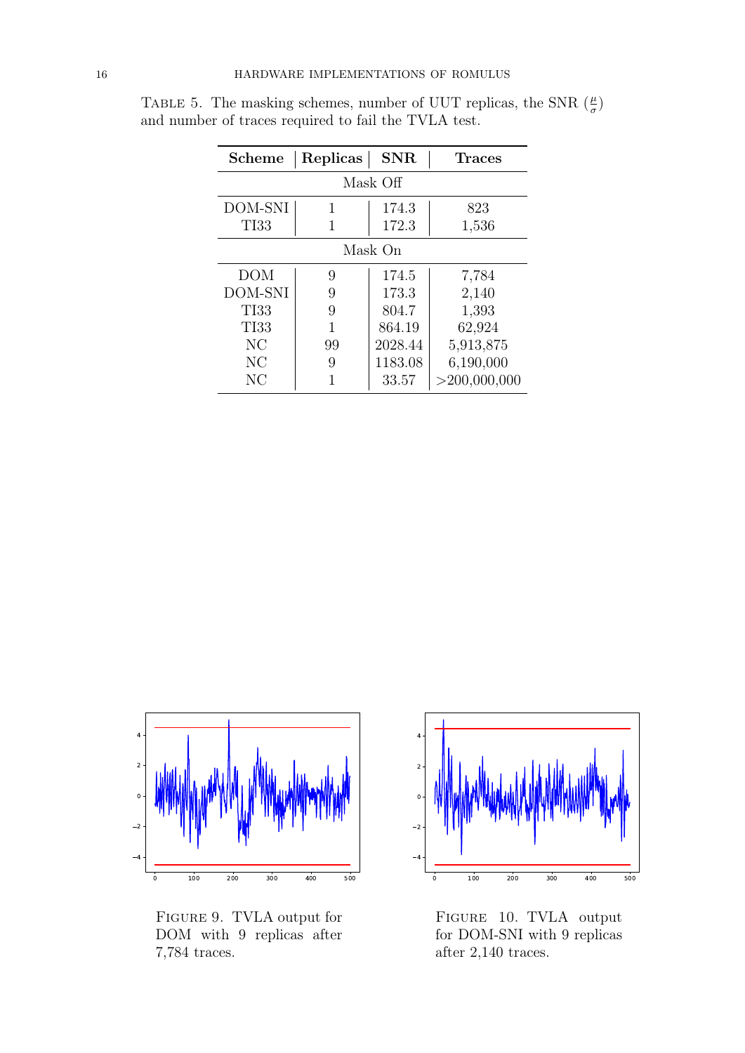Table 5. The masking schemes, number of UUT replicas, the SNR ($\frac{\mu}{\sigma}$) and number of traces required to fail the TVLA test.

| **Scheme** | **Replicas** | **SNR** | **Traces** |
|---|---|---|---|
| Mask Off | | | |
| DOM-SNI | 1 | 174.3 | 823 |
| TI33 | 1 | 172.3 | 1,536 |
| Mask On | | | |
| DOM | 9 | 174.5 | 7,784 |
| DOM-SNI | 9 | 173.3 | 2,140 |
| TI33 | 9 | 804.7 | 1,393 |
| TI33 | 1 | 864.19 | 62,924 |
| NC | 99 | 2028.44 | 5,913,875 |
| NC | 9 | 1183.08 | 6,190,000 |
| NC | 1 | 33.57 | >200,000,000 |

Figure 9. TVLA output for DOM with 9 replicas after 7,784 traces.

Figure 10. TVLA output for DOM-SNI with 9 replicas after 2,140 traces.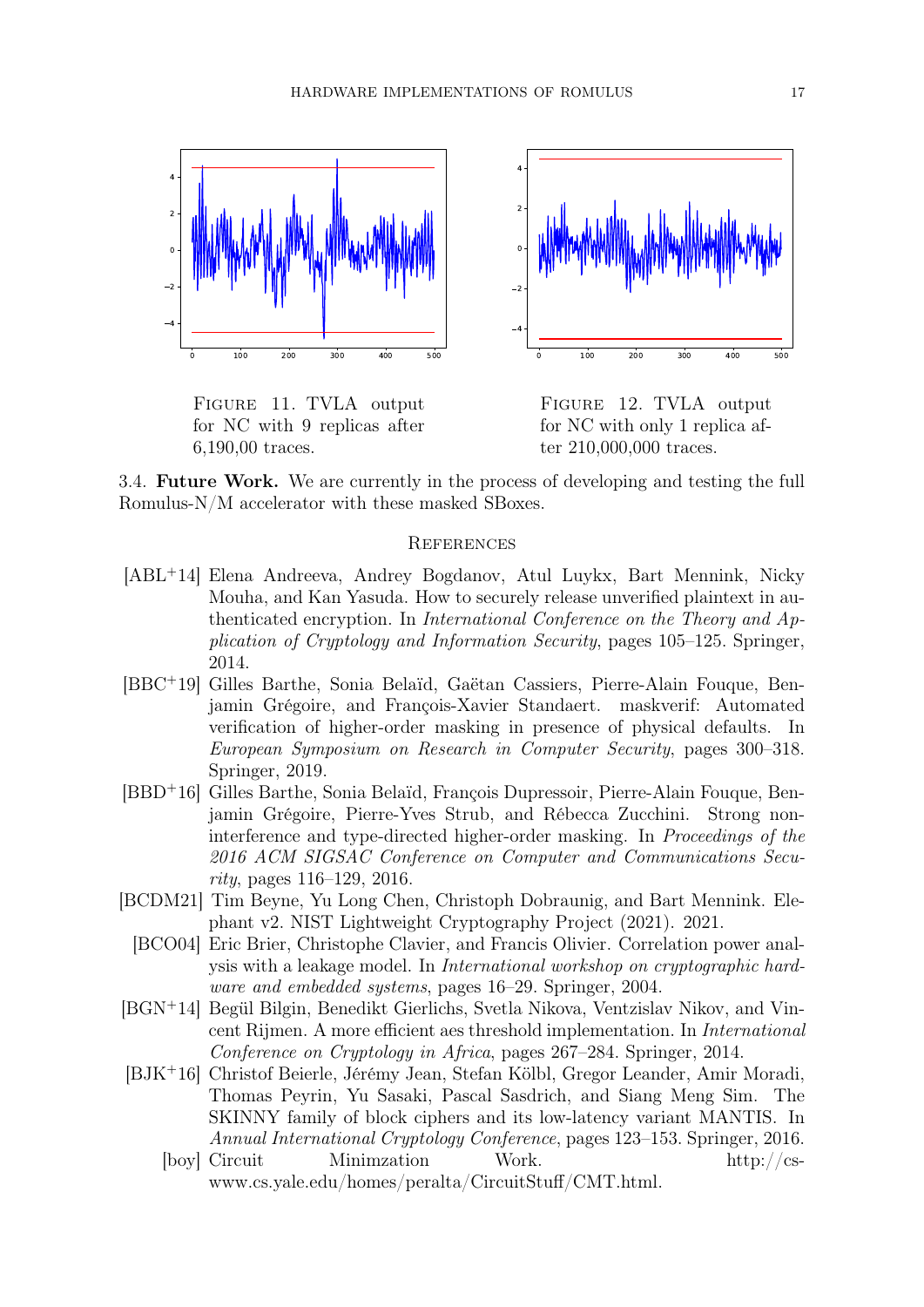Figure 11. TVLA output for NC with 9 replicas after 6,190,00 traces.

Figure 12. TVLA output for NC with only 1 replica after 210,000,000 traces.

3.4. **Future Work.** We are currently in the process of developing and testing the full Romulus-N/M accelerator with these masked SBoxes.

## References

[ABL+14] Elena Andreeva, Andrey Bogdanov, Atul Luykx, Bart Mennink, Nicky Mouha, and Kan Yasuda. How to securely release unverified plaintext in authenticated encryption. In *International Conference on the Theory and Application of Cryptology and Information Security*, pages 105–125. Springer, 2014.

[BBC+19] Gilles Barthe, Sonia Belaïd, Gaëtan Cassiers, Pierre-Alain Fouque, Benjamin Grégoire, and François-Xavier Standaert. maskverif: Automated verification of higher-order masking in presence of physical defaults. In *European Symposium on Research in Computer Security*, pages 300–318. Springer, 2019.

[BBD+16] Gilles Barthe, Sonia Belaïd, François Dupressoir, Pierre-Alain Fouque, Benjamin Grégoire, Pierre-Yves Strub, and Rébecca Zucchini. Strong non-interference and type-directed higher-order masking. In *Proceedings of the 2016 ACM SIGSAC Conference on Computer and Communications Security*, pages 116–129, 2016.

[BCDM21] Tim Beyne, Yu Long Chen, Christoph Dobraunig, and Bart Mennink. Elephant v2. NIST Lightweight Cryptography Project (2021). 2021.

[BCO04] Eric Brier, Christophe Clavier, and Francis Olivier. Correlation power analysis with a leakage model. In *International workshop on cryptographic hardware and embedded systems*, pages 16–29. Springer, 2004.

[BGN+14] Begül Bilgin, Benedikt Gierlichs, Svetla Nikova, Ventzislav Nikov, and Vincent Rijmen. A more efficient aes threshold implementation. In *International Conference on Cryptology in Africa*, pages 267–284. Springer, 2014.

[BJK+16] Christof Beierle, Jérémy Jean, Stefan Kölbl, Gregor Leander, Amir Moradi, Thomas Peyrin, Yu Sasaki, Pascal Sasdrich, and Siang Meng Sim. The SKINNY family of block ciphers and its low-latency variant MANTIS. In *Annual International Cryptology Conference*, pages 123–153. Springer, 2016.

[boy] Circuit Minimzation Work. http://cs-www.cs.yale.edu/homes/peralta/CircuitStuff/CMT.html.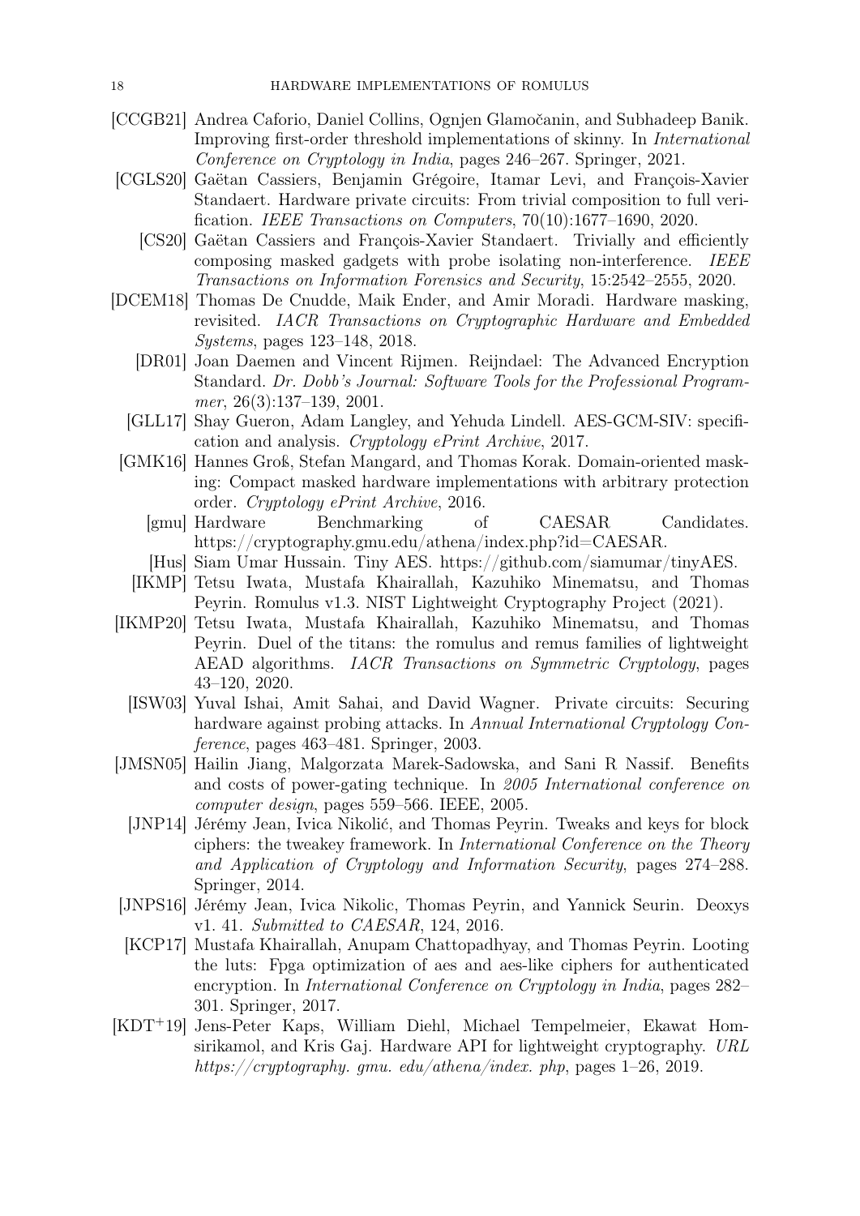[CCGB21] Andrea Caforio, Daniel Collins, Ognjen Glamočanin, and Subhadeep Banik. Improving first-order threshold implementations of skinny. In *International Conference on Cryptology in India*, pages 246–267. Springer, 2021.

[CGLS20] Gaëtan Cassiers, Benjamin Grégoire, Itamar Levi, and François-Xavier Standaert. Hardware private circuits: From trivial composition to full verification. *IEEE Transactions on Computers*, 70(10):1677–1690, 2020.

[CS20] Gaëtan Cassiers and François-Xavier Standaert. Trivially and efficiently composing masked gadgets with probe isolating non-interference. *IEEE Transactions on Information Forensics and Security*, 15:2542–2555, 2020.

[DCEM18] Thomas De Cnudde, Maik Ender, and Amir Moradi. Hardware masking, revisited. *IACR Transactions on Cryptographic Hardware and Embedded Systems*, pages 123–148, 2018.

[DR01] Joan Daemen and Vincent Rijmen. Reijndael: The Advanced Encryption Standard. *Dr. Dobb's Journal: Software Tools for the Professional Programmer*, 26(3):137–139, 2001.

[GLL17] Shay Gueron, Adam Langley, and Yehuda Lindell. AES-GCM-SIV: specification and analysis. *Cryptology ePrint Archive*, 2017.

[GMK16] Hannes Groß, Stefan Mangard, and Thomas Korak. Domain-oriented masking: Compact masked hardware implementations with arbitrary protection order. *Cryptology ePrint Archive*, 2016.

[gmu] Hardware Benchmarking of CAESAR Candidates. https://cryptography.gmu.edu/athena/index.php?id=CAESAR.

[Hus] Siam Umar Hussain. Tiny AES. https://github.com/siamumar/tinyAES.

[IKMP] Tetsu Iwata, Mustafa Khairallah, Kazuhiko Minematsu, and Thomas Peyrin. Romulus v1.3. NIST Lightweight Cryptography Project (2021).

[IKMP20] Tetsu Iwata, Mustafa Khairallah, Kazuhiko Minematsu, and Thomas Peyrin. Duel of the titans: the romulus and remus families of lightweight AEAD algorithms. *IACR Transactions on Symmetric Cryptology*, pages 43–120, 2020.

[ISW03] Yuval Ishai, Amit Sahai, and David Wagner. Private circuits: Securing hardware against probing attacks. In *Annual International Cryptology Conference*, pages 463–481. Springer, 2003.

[JMSN05] Hailin Jiang, Malgorzata Marek-Sadowska, and Sani R Nassif. Benefits and costs of power-gating technique. In *2005 International conference on computer design*, pages 559–566. IEEE, 2005.

[JNP14] Jérémy Jean, Ivica Nikolić, and Thomas Peyrin. Tweaks and keys for block ciphers: the tweakey framework. In *International Conference on the Theory and Application of Cryptology and Information Security*, pages 274–288. Springer, 2014.

[JNPS16] Jérémy Jean, Ivica Nikolic, Thomas Peyrin, and Yannick Seurin. Deoxys v1. 41. *Submitted to CAESAR*, 124, 2016.

[KCP17] Mustafa Khairallah, Anupam Chattopadhyay, and Thomas Peyrin. Looting the luts: Fpga optimization of aes and aes-like ciphers for authenticated encryption. In *International Conference on Cryptology in India*, pages 282–301. Springer, 2017.

[KDT+19] Jens-Peter Kaps, William Diehl, Michael Tempelmeier, Ekawat Homsirikamol, and Kris Gaj. Hardware API for lightweight cryptography. *URL https://cryptography. gmu. edu/athena/index. php*, pages 1–26, 2019.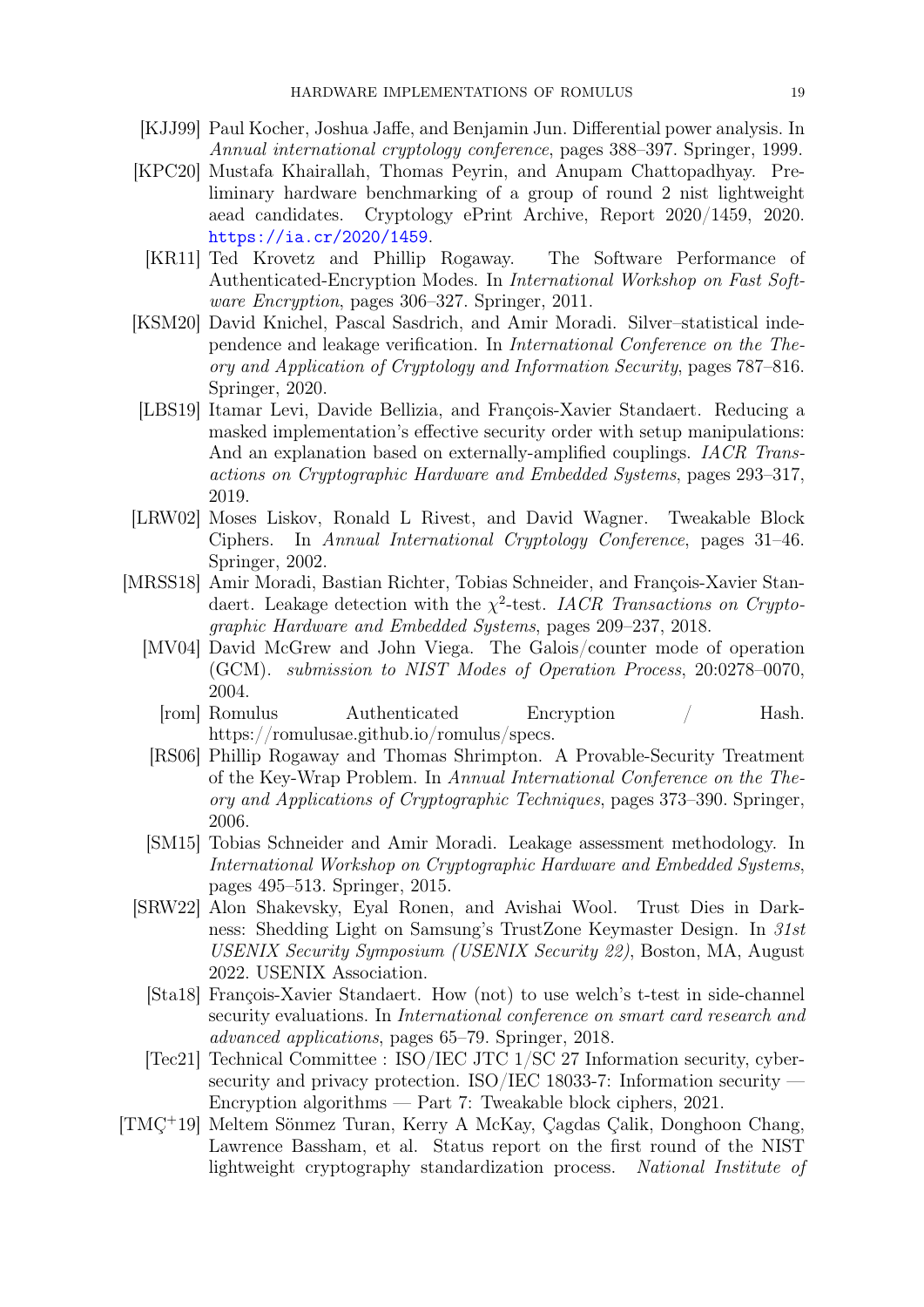- [KJJ99] Paul Kocher, Joshua Jaffe, and Benjamin Jun. Differential power analysis. In *Annual international cryptology conference*, pages 388–397. Springer, 1999.
- [KPC20] Mustafa Khairallah, Thomas Peyrin, and Anupam Chattopadhyay. Preliminary hardware benchmarking of a group of round 2 nist lightweight aead candidates. Cryptology ePrint Archive, Report 2020/1459, 2020. https://ia.cr/2020/1459.
- [KR11] Ted Krovetz and Phillip Rogaway. The Software Performance of Authenticated-Encryption Modes. In *International Workshop on Fast Software Encryption*, pages 306–327. Springer, 2011.
- [KSM20] David Knichel, Pascal Sasdrich, and Amir Moradi. Silver–statistical independence and leakage verification. In *International Conference on the Theory and Application of Cryptology and Information Security*, pages 787–816. Springer, 2020.
- [LBS19] Itamar Levi, Davide Bellizia, and François-Xavier Standaert. Reducing a masked implementation's effective security order with setup manipulations: And an explanation based on externally-amplified couplings. *IACR Transactions on Cryptographic Hardware and Embedded Systems*, pages 293–317, 2019.
- [LRW02] Moses Liskov, Ronald L Rivest, and David Wagner. Tweakable Block Ciphers. In *Annual International Cryptology Conference*, pages 31–46. Springer, 2002.
- [MRSS18] Amir Moradi, Bastian Richter, Tobias Schneider, and François-Xavier Standaert. Leakage detection with the $\chi^2$-test. *IACR Transactions on Cryptographic Hardware and Embedded Systems*, pages 209–237, 2018.
- [MV04] David McGrew and John Viega. The Galois/counter mode of operation (GCM). *submission to NIST Modes of Operation Process*, 20:0278–0070, 2004.
- [rom] Romulus Authenticated Encryption / Hash. https://romulusae.github.io/romulus/specs.
- [RS06] Phillip Rogaway and Thomas Shrimpton. A Provable-Security Treatment of the Key-Wrap Problem. In *Annual International Conference on the Theory and Applications of Cryptographic Techniques*, pages 373–390. Springer, 2006.
- [SM15] Tobias Schneider and Amir Moradi. Leakage assessment methodology. In *International Workshop on Cryptographic Hardware and Embedded Systems*, pages 495–513. Springer, 2015.
- [SRW22] Alon Shakevsky, Eyal Ronen, and Avishai Wool. Trust Dies in Darkness: Shedding Light on Samsung's TrustZone Keymaster Design. In *31st USENIX Security Symposium (USENIX Security 22)*, Boston, MA, August 2022. USENIX Association.
- [Sta18] François-Xavier Standaert. How (not) to use welch's t-test in side-channel security evaluations. In *International conference on smart card research and advanced applications*, pages 65–79. Springer, 2018.
- [Tec21] Technical Committee : ISO/IEC JTC 1/SC 27 Information security, cybersecurity and privacy protection. ISO/IEC 18033-7: Information security — Encryption algorithms — Part 7: Tweakable block ciphers, 2021.
- [TMÇ+19] Meltem Sönmez Turan, Kerry A McKay, Çagdas Çalik, Donghoon Chang, Lawrence Bassham, et al. Status report on the first round of the NIST lightweight cryptography standardization process. *National Institute of*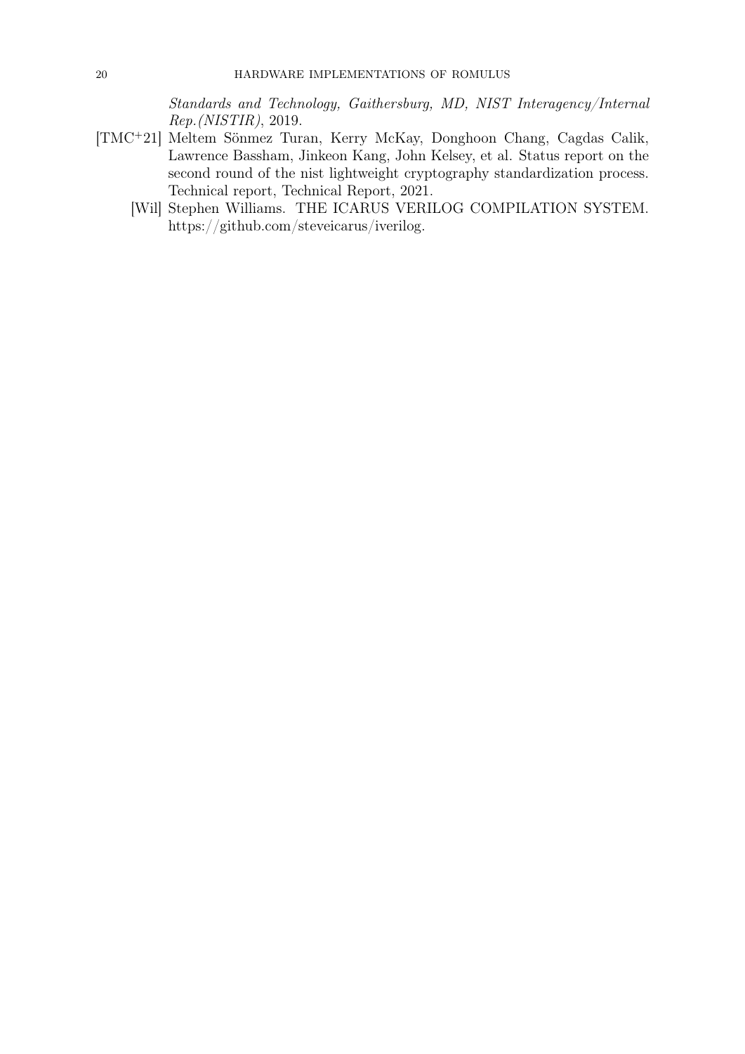*Standards and Technology, Gaithersburg, MD, NIST Interagency/Internal Rep.(NISTIR)*, 2019.

[TMC+21] Meltem Sönmez Turan, Kerry McKay, Donghoon Chang, Cagdas Calik, Lawrence Bassham, Jinkeon Kang, John Kelsey, et al. Status report on the second round of the nist lightweight cryptography standardization process. Technical report, Technical Report, 2021.

[Wil] Stephen Williams. THE ICARUS VERILOG COMPILATION SYSTEM. https://github.com/steveicarus/iverilog.